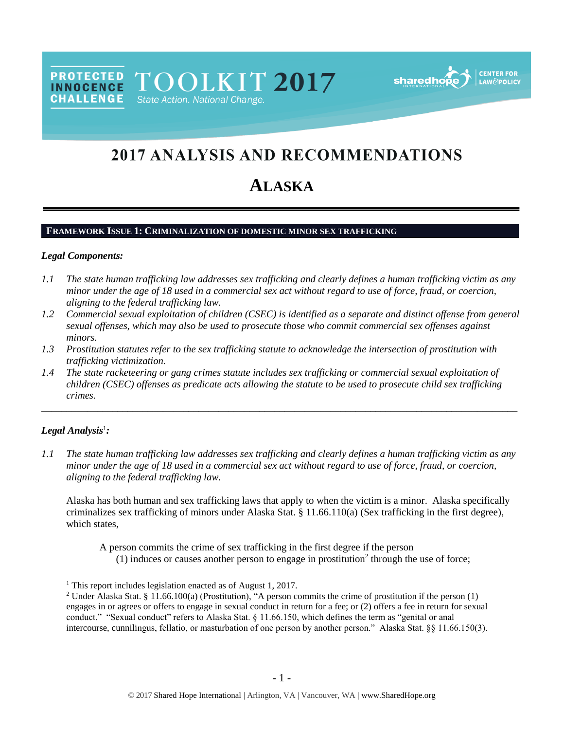PROTECTED INNOCENCE CHALLENGE

# TOOLKIT 2017

State Action. National Change.

# 2017 ANALYSIS AND RECOMMENDATIONS

# ALASKA

## FRAMEWORK ISSUE 1: CRIMINALIZATION OF DOMESTIC MINOR SEX TRAFFICKING

### *Legal Components:*

*1.1 The state human trafficking law addresses sex trafficking and clearly defines a human trafficking victim as any minor under the age of 18 used in a commercial sex act without regard to use of force, fraud, or coercion, aligning to the federal trafficking law.*

*1.2 Commercial sexual exploitation of children (CSEC) is identified as a separate and distinct offense from general sexual offenses, which may also be used to prosecute those who commit commercial sex offenses against minors.*

*1.3 Prostitution statutes refer to the sex trafficking statute to acknowledge the intersection of prostitution with trafficking victimization.*

*1.4 The state racketeering or gang crimes statute includes sex trafficking or commercial sexual exploitation of children (CSEC) offenses as predicate acts allowing the statute to be used to prosecute child sex trafficking crimes.*

---

### *Legal Analysis*[1]*:*

*1.1 The state human trafficking law addresses sex trafficking and clearly defines a human trafficking victim as any minor under the age of 18 used in a commercial sex act without regard to use of force, fraud, or coercion, aligning to the federal trafficking law.*

Alaska has both human and sex trafficking laws that apply to when the victim is a minor. Alaska specifically criminalizes sex trafficking of minors under Alaska Stat. § 11.66.110(a) (Sex trafficking in the first degree), which states,

> A person commits the crime of sex trafficking in the first degree if the person
> (1) induces or causes another person to engage in prostitution[2] through the use of force;

---

[1] This report includes legislation enacted as of August 1, 2017.

[2] Under Alaska Stat. § 11.66.100(a) (Prostitution), "A person commits the crime of prostitution if the person (1) engages in or agrees or offers to engage in sexual conduct in return for a fee; or (2) offers a fee in return for sexual conduct." "Sexual conduct" refers to Alaska Stat. § 11.66.150, which defines the term as "genital or anal intercourse, cunnilingus, fellatio, or masturbation of one person by another person." Alaska Stat. §§ 11.66.150(3).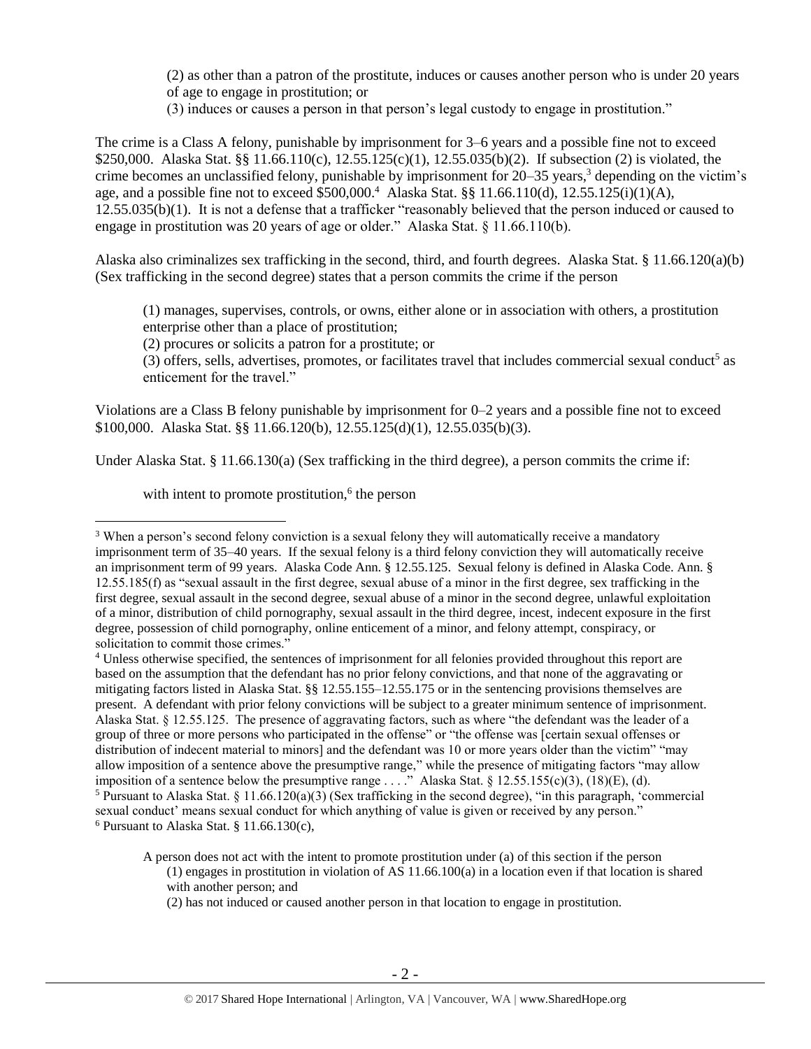> (2) as other than a patron of the prostitute, induces or causes another person who is under 20 years of age to engage in prostitution; or
> (3) induces or causes a person in that person's legal custody to engage in prostitution."

The crime is a Class A felony, punishable by imprisonment for 3–6 years and a possible fine not to exceed $250,000. Alaska Stat. §§ 11.66.110(c), 12.55.125(c)(1), 12.55.035(b)(2). If subsection (2) is violated, the crime becomes an unclassified felony, punishable by imprisonment for 20–35 years,[3] depending on the victim's age, and a possible fine not to exceed $500,000.[4] Alaska Stat. §§ 11.66.110(d), 12.55.125(i)(1)(A), 12.55.035(b)(1). It is not a defense that a trafficker "reasonably believed that the person induced or caused to engage in prostitution was 20 years of age or older." Alaska Stat. § 11.66.110(b).

Alaska also criminalizes sex trafficking in the second, third, and fourth degrees. Alaska Stat. § 11.66.120(a)(b) (Sex trafficking in the second degree) states that a person commits the crime if the person

> (1) manages, supervises, controls, or owns, either alone or in association with others, a prostitution enterprise other than a place of prostitution;
> (2) procures or solicits a patron for a prostitute; or
> (3) offers, sells, advertises, promotes, or facilitates travel that includes commercial sexual conduct[5] as enticement for the travel."

Violations are a Class B felony punishable by imprisonment for 0–2 years and a possible fine not to exceed $100,000. Alaska Stat. §§ 11.66.120(b), 12.55.125(d)(1), 12.55.035(b)(3).

Under Alaska Stat. § 11.66.130(a) (Sex trafficking in the third degree), a person commits the crime if:

> with intent to promote prostitution,[6] the person

---

[3] When a person's second felony conviction is a sexual felony they will automatically receive a mandatory imprisonment term of 35–40 years. If the sexual felony is a third felony conviction they will automatically receive an imprisonment term of 99 years. Alaska Code Ann. § 12.55.125. Sexual felony is defined in Alaska Code. Ann. § 12.55.185(f) as "sexual assault in the first degree, sexual abuse of a minor in the first degree, sex trafficking in the first degree, sexual assault in the second degree, sexual abuse of a minor in the second degree, unlawful exploitation of a minor, distribution of child pornography, sexual assault in the third degree, incest, indecent exposure in the first degree, possession of child pornography, online enticement of a minor, and felony attempt, conspiracy, or solicitation to commit those crimes."

[4] Unless otherwise specified, the sentences of imprisonment for all felonies provided throughout this report are based on the assumption that the defendant has no prior felony convictions, and that none of the aggravating or mitigating factors listed in Alaska Stat. §§ 12.55.155–12.55.175 or in the sentencing provisions themselves are present. A defendant with prior felony convictions will be subject to a greater minimum sentence of imprisonment. Alaska Stat. § 12.55.125. The presence of aggravating factors, such as where "the defendant was the leader of a group of three or more persons who participated in the offense" or "the offense was [certain sexual offenses or distribution of indecent material to minors] and the defendant was 10 or more years older than the victim" "may allow imposition of a sentence above the presumptive range," while the presence of mitigating factors "may allow imposition of a sentence below the presumptive range . . . ." Alaska Stat. § 12.55.155(c)(3), (18)(E), (d).

[5] Pursuant to Alaska Stat. § 11.66.120(a)(3) (Sex trafficking in the second degree), "in this paragraph, 'commercial sexual conduct' means sexual conduct for which anything of value is given or received by any person."

[6] Pursuant to Alaska Stat. § 11.66.130(c),

> A person does not act with the intent to promote prostitution under (a) of this section if the person
> (1) engages in prostitution in violation of AS 11.66.100(a) in a location even if that location is shared with another person; and
> (2) has not induced or caused another person in that location to engage in prostitution.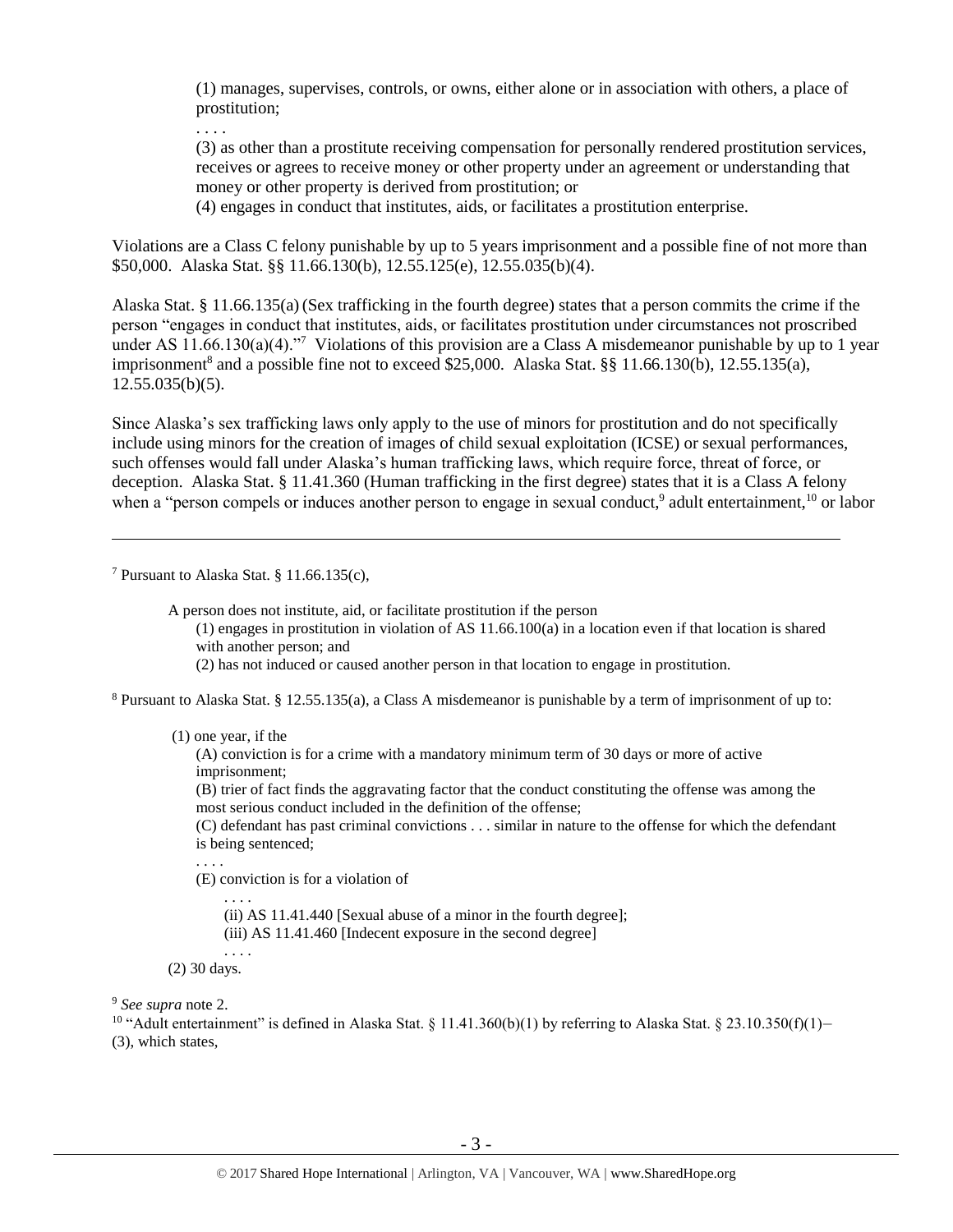> (1) manages, supervises, controls, or owns, either alone or in association with others, a place of prostitution;
>
> . . . .
>
> (3) as other than a prostitute receiving compensation for personally rendered prostitution services, receives or agrees to receive money or other property under an agreement or understanding that money or other property is derived from prostitution; or
>
> (4) engages in conduct that institutes, aids, or facilitates a prostitution enterprise.

Violations are a Class C felony punishable by up to 5 years imprisonment and a possible fine of not more than $50,000. Alaska Stat. §§ 11.66.130(b), 12.55.125(e), 12.55.035(b)(4).

Alaska Stat. § 11.66.135(a) (Sex trafficking in the fourth degree) states that a person commits the crime if the person "engages in conduct that institutes, aids, or facilitates prostitution under circumstances not proscribed under AS 11.66.130(a)(4)."[7] Violations of this provision are a Class A misdemeanor punishable by up to 1 year imprisonment[8] and a possible fine not to exceed $25,000. Alaska Stat. §§ 11.66.130(b), 12.55.135(a), 12.55.035(b)(5).

Since Alaska's sex trafficking laws only apply to the use of minors for prostitution and do not specifically include using minors for the creation of images of child sexual exploitation (ICSE) or sexual performances, such offenses would fall under Alaska's human trafficking laws, which require force, threat of force, or deception. Alaska Stat. § 11.41.360 (Human trafficking in the first degree) states that it is a Class A felony when a "person compels or induces another person to engage in sexual conduct,[9] adult entertainment,[10] or labor

---

[7] Pursuant to Alaska Stat. § 11.66.135(c),

> A person does not institute, aid, or facilitate prostitution if the person
>
> (1) engages in prostitution in violation of AS 11.66.100(a) in a location even if that location is shared with another person; and
>
> (2) has not induced or caused another person in that location to engage in prostitution.

[8] Pursuant to Alaska Stat. § 12.55.135(a), a Class A misdemeanor is punishable by a term of imprisonment of up to:

> (1) one year, if the
>
> (A) conviction is for a crime with a mandatory minimum term of 30 days or more of active imprisonment;
>
> (B) trier of fact finds the aggravating factor that the conduct constituting the offense was among the most serious conduct included in the definition of the offense;
>
> (C) defendant has past criminal convictions . . . similar in nature to the offense for which the defendant is being sentenced;
>
> . . . .
>
> (E) conviction is for a violation of
>
> . . . .
>
> (ii) AS 11.41.440 [Sexual abuse of a minor in the fourth degree];
>
> (iii) AS 11.41.460 [Indecent exposure in the second degree]
>
> . . . .
>
> (2) 30 days.

[9] *See supra* note 2.

[10] "Adult entertainment" is defined in Alaska Stat. § 11.41.360(b)(1) by referring to Alaska Stat. § 23.10.350(f)(1)–(3), which states,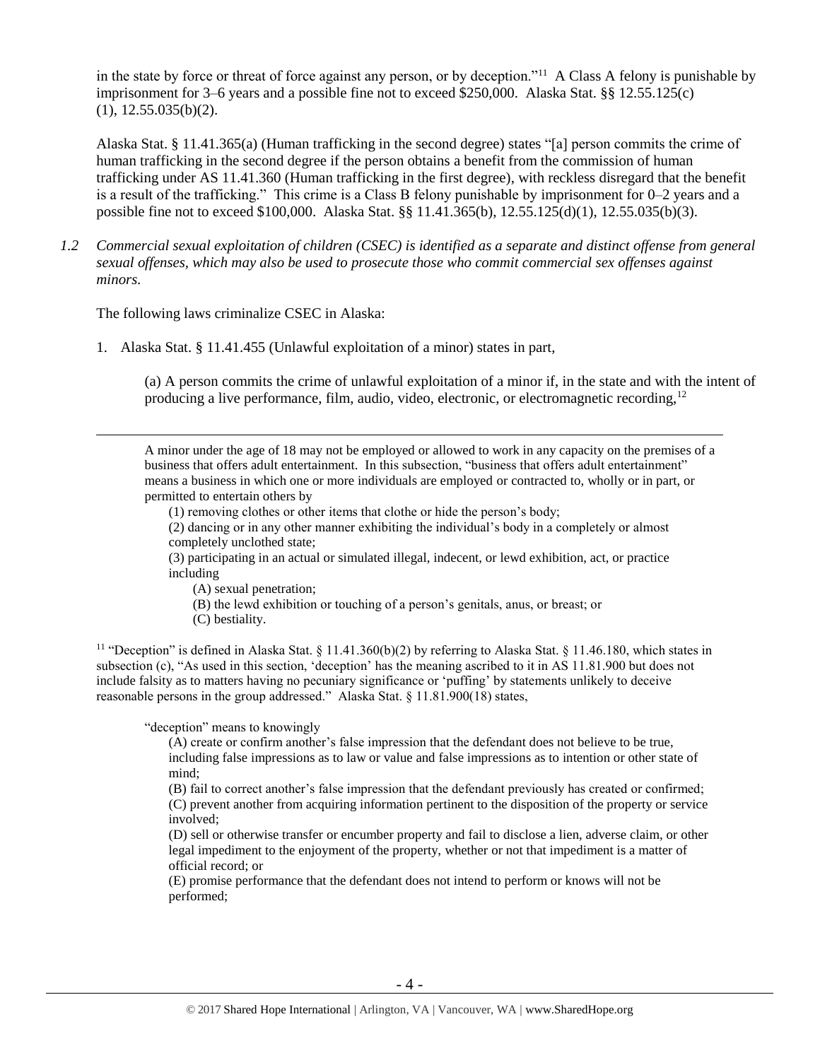in the state by force or threat of force against any person, or by deception."[11] A Class A felony is punishable by imprisonment for 3–6 years and a possible fine not to exceed $250,000. Alaska Stat. §§ 12.55.125(c)(1), 12.55.035(b)(2).

Alaska Stat. § 11.41.365(a) (Human trafficking in the second degree) states "[a] person commits the crime of human trafficking in the second degree if the person obtains a benefit from the commission of human trafficking under AS 11.41.360 (Human trafficking in the first degree), with reckless disregard that the benefit is a result of the trafficking." This crime is a Class B felony punishable by imprisonment for 0–2 years and a possible fine not to exceed $100,000. Alaska Stat. §§ 11.41.365(b), 12.55.125(d)(1), 12.55.035(b)(3).

*1.2 Commercial sexual exploitation of children (CSEC) is identified as a separate and distinct offense from general sexual offenses, which may also be used to prosecute those who commit commercial sex offenses against minors.*

The following laws criminalize CSEC in Alaska:

1. Alaska Stat. § 11.41.455 (Unlawful exploitation of a minor) states in part,

   (a) A person commits the crime of unlawful exploitation of a minor if, in the state and with the intent of producing a live performance, film, audio, video, electronic, or electromagnetic recording,[12]

---

A minor under the age of 18 may not be employed or allowed to work in any capacity on the premises of a business that offers adult entertainment. In this subsection, "business that offers adult entertainment" means a business in which one or more individuals are employed or contracted to, wholly or in part, or permitted to entertain others by

(1) removing clothes or other items that clothe or hide the person's body;
(2) dancing or in any other manner exhibiting the individual's body in a completely or almost completely unclothed state;
(3) participating in an actual or simulated illegal, indecent, or lewd exhibition, act, or practice including
  (A) sexual penetration;
  (B) the lewd exhibition or touching of a person's genitals, anus, or breast; or
  (C) bestiality.

[11] "Deception" is defined in Alaska Stat. § 11.41.360(b)(2) by referring to Alaska Stat. § 11.46.180, which states in subsection (c), "As used in this section, 'deception' has the meaning ascribed to it in AS 11.81.900 but does not include falsity as to matters having no pecuniary significance or 'puffing' by statements unlikely to deceive reasonable persons in the group addressed." Alaska Stat. § 11.81.900(18) states,

"deception" means to knowingly
  (A) create or confirm another's false impression that the defendant does not believe to be true, including false impressions as to law or value and false impressions as to intention or other state of mind;
  (B) fail to correct another's false impression that the defendant previously has created or confirmed;
  (C) prevent another from acquiring information pertinent to the disposition of the property or service involved;
  (D) sell or otherwise transfer or encumber property and fail to disclose a lien, adverse claim, or other legal impediment to the enjoyment of the property, whether or not that impediment is a matter of official record; or
  (E) promise performance that the defendant does not intend to perform or knows will not be performed;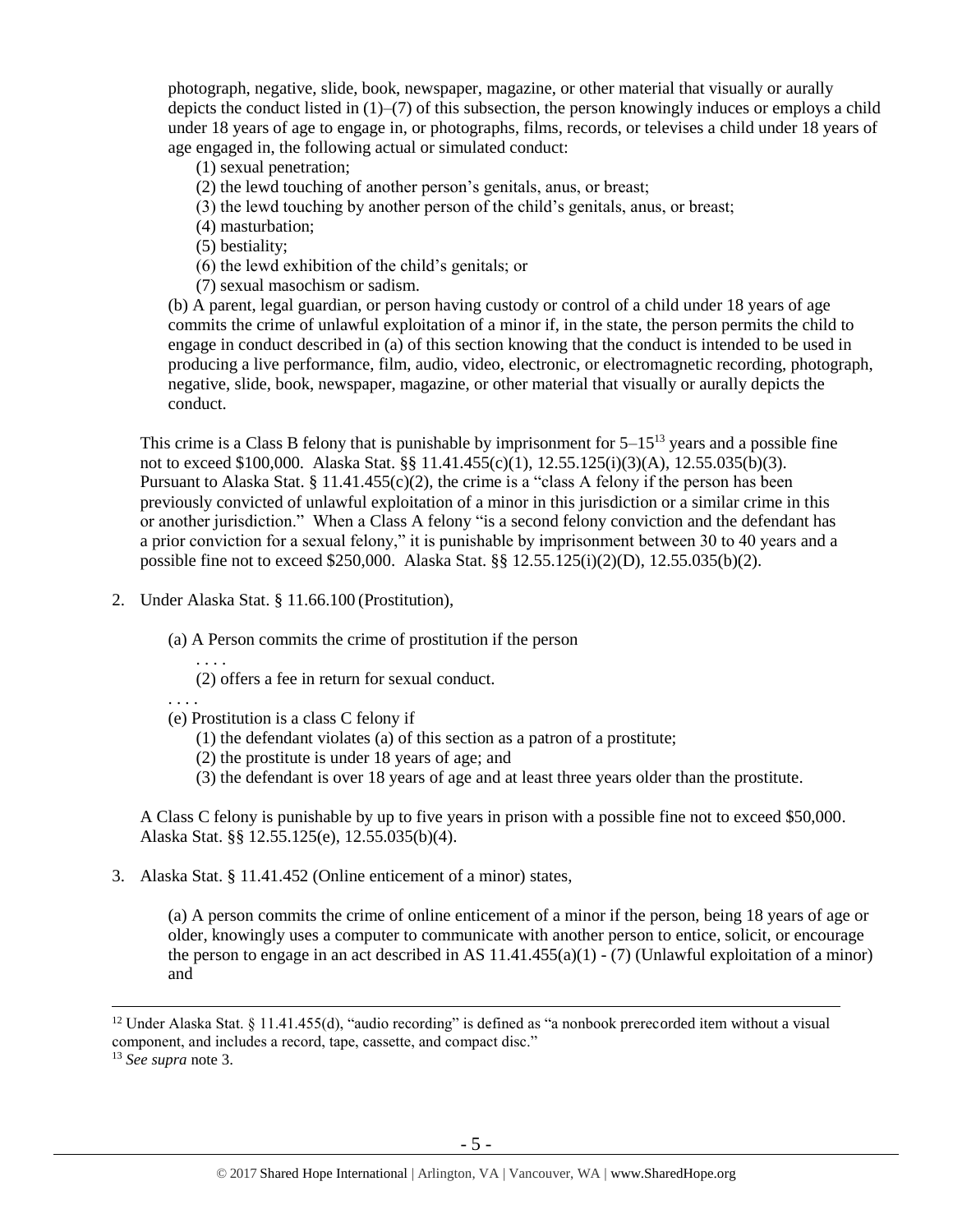photograph, negative, slide, book, newspaper, magazine, or other material that visually or aurally depicts the conduct listed in (1)–(7) of this subsection, the person knowingly induces or employs a child under 18 years of age to engage in, or photographs, films, records, or televises a child under 18 years of age engaged in, the following actual or simulated conduct:

(1) sexual penetration;
(2) the lewd touching of another person's genitals, anus, or breast;
(3) the lewd touching by another person of the child's genitals, anus, or breast;
(4) masturbation;
(5) bestiality;
(6) the lewd exhibition of the child's genitals; or
(7) sexual masochism or sadism.

(b) A parent, legal guardian, or person having custody or control of a child under 18 years of age commits the crime of unlawful exploitation of a minor if, in the state, the person permits the child to engage in conduct described in (a) of this section knowing that the conduct is intended to be used in producing a live performance, film, audio, video, electronic, or electromagnetic recording, photograph, negative, slide, book, newspaper, magazine, or other material that visually or aurally depicts the conduct.

This crime is a Class B felony that is punishable by imprisonment for 5–15[13] years and a possible fine not to exceed $100,000. Alaska Stat. §§ 11.41.455(c)(1), 12.55.125(i)(3)(A), 12.55.035(b)(3). Pursuant to Alaska Stat. § 11.41.455(c)(2), the crime is a "class A felony if the person has been previously convicted of unlawful exploitation of a minor in this jurisdiction or a similar crime in this or another jurisdiction." When a Class A felony "is a second felony conviction and the defendant has a prior conviction for a sexual felony," it is punishable by imprisonment between 30 to 40 years and a possible fine not to exceed $250,000. Alaska Stat. §§ 12.55.125(i)(2)(D), 12.55.035(b)(2).

2. Under Alaska Stat. § 11.66.100 (Prostitution),

(a) A Person commits the crime of prostitution if the person
. . . .
(2) offers a fee in return for sexual conduct.
. . . .
(e) Prostitution is a class C felony if
(1) the defendant violates (a) of this section as a patron of a prostitute;
(2) the prostitute is under 18 years of age; and
(3) the defendant is over 18 years of age and at least three years older than the prostitute.

A Class C felony is punishable by up to five years in prison with a possible fine not to exceed $50,000. Alaska Stat. §§ 12.55.125(e), 12.55.035(b)(4).

3. Alaska Stat. § 11.41.452 (Online enticement of a minor) states,

(a) A person commits the crime of online enticement of a minor if the person, being 18 years of age or older, knowingly uses a computer to communicate with another person to entice, solicit, or encourage the person to engage in an act described in AS 11.41.455(a)(1) - (7) (Unlawful exploitation of a minor) and

---

[12] Under Alaska Stat. § 11.41.455(d), "audio recording" is defined as "a nonbook prerecorded item without a visual component, and includes a record, tape, cassette, and compact disc."

[13] *See supra* note 3.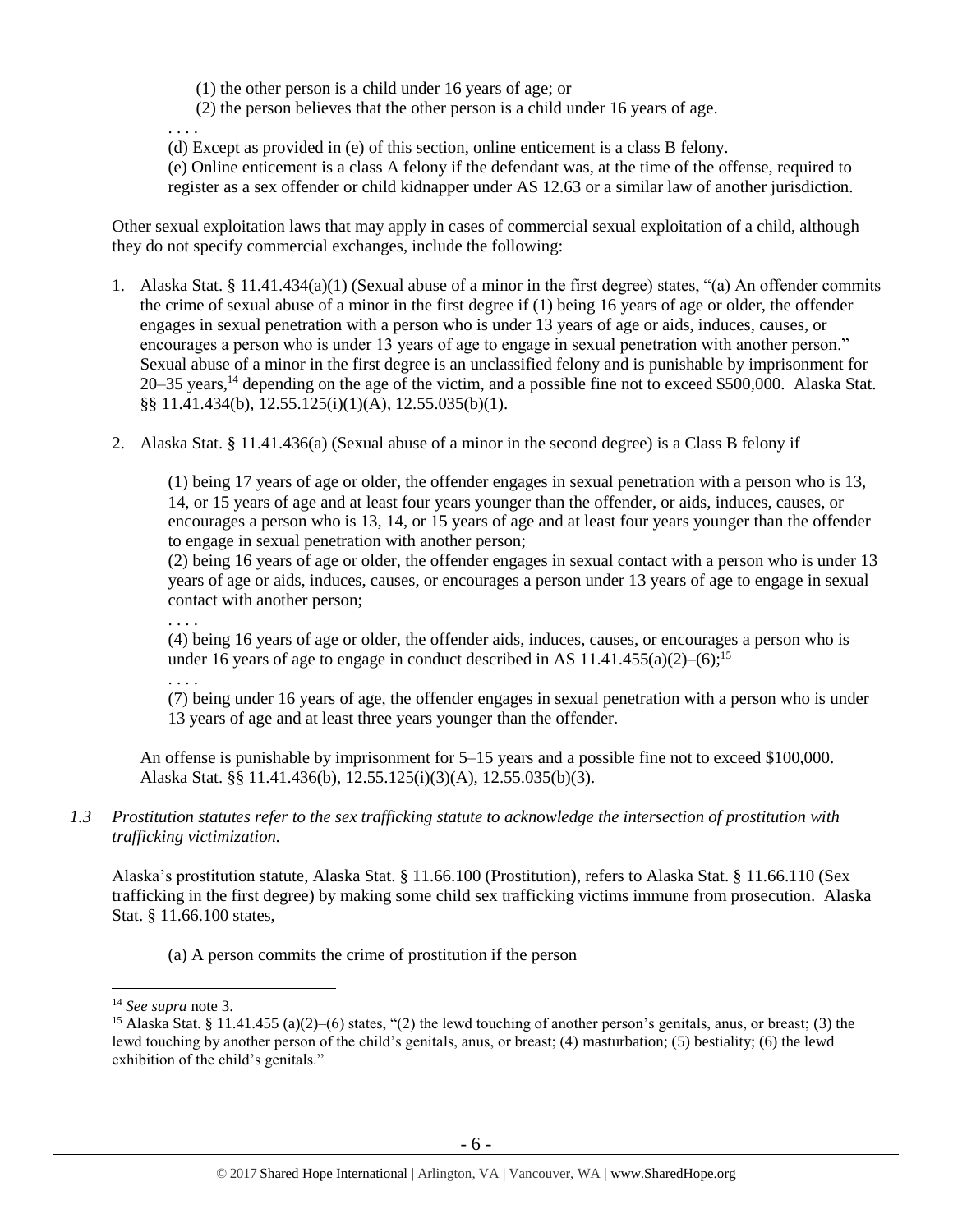(1) the other person is a child under 16 years of age; or

(2) the person believes that the other person is a child under 16 years of age.

. . . .

(d) Except as provided in (e) of this section, online enticement is a class B felony.

(e) Online enticement is a class A felony if the defendant was, at the time of the offense, required to register as a sex offender or child kidnapper under AS 12.63 or a similar law of another jurisdiction.

Other sexual exploitation laws that may apply in cases of commercial sexual exploitation of a child, although they do not specify commercial exchanges, include the following:

1. Alaska Stat. § 11.41.434(a)(1) (Sexual abuse of a minor in the first degree) states, "(a) An offender commits the crime of sexual abuse of a minor in the first degree if (1) being 16 years of age or older, the offender engages in sexual penetration with a person who is under 13 years of age or aids, induces, causes, or encourages a person who is under 13 years of age to engage in sexual penetration with another person." Sexual abuse of a minor in the first degree is an unclassified felony and is punishable by imprisonment for 20–35 years,[14] depending on the age of the victim, and a possible fine not to exceed $500,000. Alaska Stat. §§ 11.41.434(b), 12.55.125(i)(1)(A), 12.55.035(b)(1).

2. Alaska Stat. § 11.41.436(a) (Sexual abuse of a minor in the second degree) is a Class B felony if

   (1) being 17 years of age or older, the offender engages in sexual penetration with a person who is 13, 14, or 15 years of age and at least four years younger than the offender, or aids, induces, causes, or encourages a person who is 13, 14, or 15 years of age and at least four years younger than the offender to engage in sexual penetration with another person;

   (2) being 16 years of age or older, the offender engages in sexual contact with a person who is under 13 years of age or aids, induces, causes, or encourages a person under 13 years of age to engage in sexual contact with another person;

   . . . .

   (4) being 16 years of age or older, the offender aids, induces, causes, or encourages a person who is under 16 years of age to engage in conduct described in AS 11.41.455(a)(2)–(6);[15]

   . . . .

   (7) being under 16 years of age, the offender engages in sexual penetration with a person who is under 13 years of age and at least three years younger than the offender.

   An offense is punishable by imprisonment for 5–15 years and a possible fine not to exceed $100,000. Alaska Stat. §§ 11.41.436(b), 12.55.125(i)(3)(A), 12.55.035(b)(3).

*1.3 Prostitution statutes refer to the sex trafficking statute to acknowledge the intersection of prostitution with trafficking victimization.*

Alaska's prostitution statute, Alaska Stat. § 11.66.100 (Prostitution), refers to Alaska Stat. § 11.66.110 (Sex trafficking in the first degree) by making some child sex trafficking victims immune from prosecution. Alaska Stat. § 11.66.100 states,

(a) A person commits the crime of prostitution if the person

---

[14] *See supra* note 3.

[15] Alaska Stat. § 11.41.455 (a)(2)–(6) states, "(2) the lewd touching of another person's genitals, anus, or breast; (3) the lewd touching by another person of the child's genitals, anus, or breast; (4) masturbation; (5) bestiality; (6) the lewd exhibition of the child's genitals."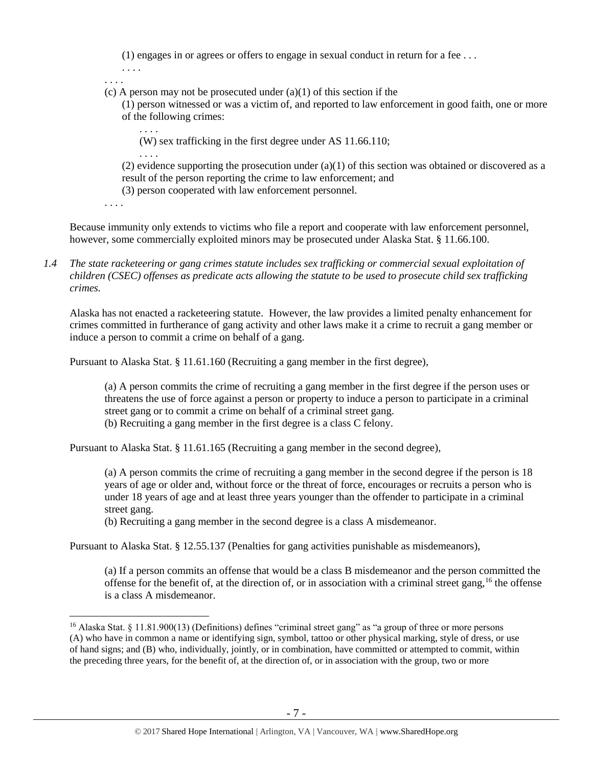(1) engages in or agrees or offers to engage in sexual conduct in return for a fee . . .

. . . .

. . . .

(c) A person may not be prosecuted under (a)(1) of this section if the

(1) person witnessed or was a victim of, and reported to law enforcement in good faith, one or more of the following crimes:

. . . .

(W) sex trafficking in the first degree under AS 11.66.110;

. . . .

(2) evidence supporting the prosecution under (a)(1) of this section was obtained or discovered as a result of the person reporting the crime to law enforcement; and

(3) person cooperated with law enforcement personnel.

. . . .

Because immunity only extends to victims who file a report and cooperate with law enforcement personnel, however, some commercially exploited minors may be prosecuted under Alaska Stat. § 11.66.100.

*1.4 The state racketeering or gang crimes statute includes sex trafficking or commercial sexual exploitation of children (CSEC) offenses as predicate acts allowing the statute to be used to prosecute child sex trafficking crimes.*

Alaska has not enacted a racketeering statute. However, the law provides a limited penalty enhancement for crimes committed in furtherance of gang activity and other laws make it a crime to recruit a gang member or induce a person to commit a crime on behalf of a gang.

Pursuant to Alaska Stat. § 11.61.160 (Recruiting a gang member in the first degree),

> (a) A person commits the crime of recruiting a gang member in the first degree if the person uses or threatens the use of force against a person or property to induce a person to participate in a criminal street gang or to commit a crime on behalf of a criminal street gang.
> (b) Recruiting a gang member in the first degree is a class C felony.

Pursuant to Alaska Stat. § 11.61.165 (Recruiting a gang member in the second degree),

> (a) A person commits the crime of recruiting a gang member in the second degree if the person is 18 years of age or older and, without force or the threat of force, encourages or recruits a person who is under 18 years of age and at least three years younger than the offender to participate in a criminal street gang.
> (b) Recruiting a gang member in the second degree is a class A misdemeanor.

Pursuant to Alaska Stat. § 12.55.137 (Penalties for gang activities punishable as misdemeanors),

> (a) If a person commits an offense that would be a class B misdemeanor and the person committed the offense for the benefit of, at the direction of, or in association with a criminal street gang,[16] the offense is a class A misdemeanor.

[16] Alaska Stat. § 11.81.900(13) (Definitions) defines "criminal street gang" as "a group of three or more persons (A) who have in common a name or identifying sign, symbol, tattoo or other physical marking, style of dress, or use of hand signs; and (B) who, individually, jointly, or in combination, have committed or attempted to commit, within the preceding three years, for the benefit of, at the direction of, or in association with the group, two or more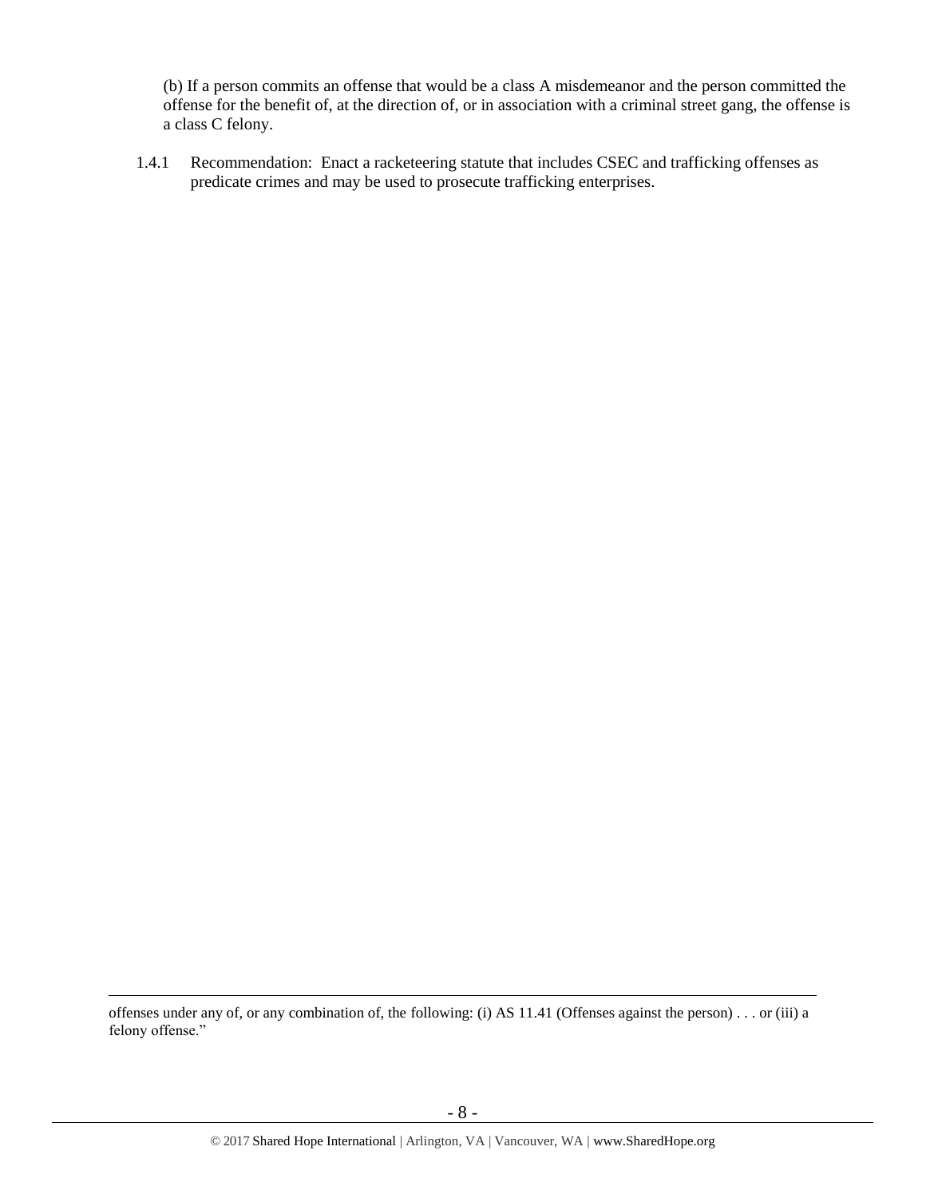(b) If a person commits an offense that would be a class A misdemeanor and the person committed the offense for the benefit of, at the direction of, or in association with a criminal street gang, the offense is a class C felony.

1.4.1 Recommendation: Enact a racketeering statute that includes CSEC and trafficking offenses as predicate crimes and may be used to prosecute trafficking enterprises.

---

offenses under any of, or any combination of, the following: (i) AS 11.41 (Offenses against the person) . . . or (iii) a felony offense."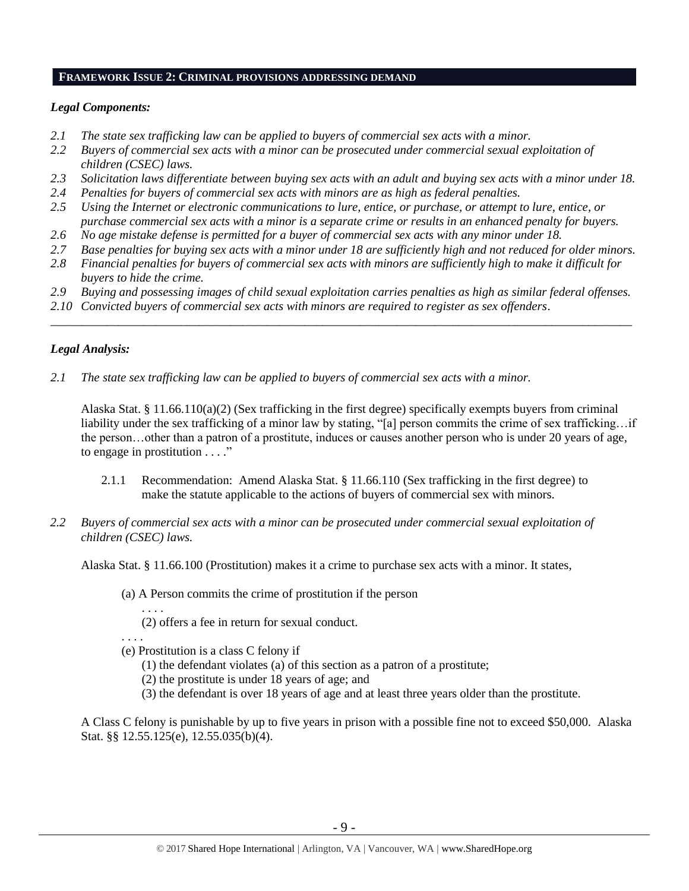## FRAMEWORK ISSUE 2: CRIMINAL PROVISIONS ADDRESSING DEMAND

### *Legal Components:*

*2.1 The state sex trafficking law can be applied to buyers of commercial sex acts with a minor.*
*2.2 Buyers of commercial sex acts with a minor can be prosecuted under commercial sexual exploitation of children (CSEC) laws.*
*2.3 Solicitation laws differentiate between buying sex acts with an adult and buying sex acts with a minor under 18.*
*2.4 Penalties for buyers of commercial sex acts with minors are as high as federal penalties.*
*2.5 Using the Internet or electronic communications to lure, entice, or purchase, or attempt to lure, entice, or purchase commercial sex acts with a minor is a separate crime or results in an enhanced penalty for buyers.*
*2.6 No age mistake defense is permitted for a buyer of commercial sex acts with any minor under 18.*
*2.7 Base penalties for buying sex acts with a minor under 18 are sufficiently high and not reduced for older minors.*
*2.8 Financial penalties for buyers of commercial sex acts with minors are sufficiently high to make it difficult for buyers to hide the crime.*
*2.9 Buying and possessing images of child sexual exploitation carries penalties as high as similar federal offenses.*
*2.10 Convicted buyers of commercial sex acts with minors are required to register as sex offenders.*

---

### *Legal Analysis:*

*2.1 The state sex trafficking law can be applied to buyers of commercial sex acts with a minor.*

Alaska Stat. § 11.66.110(a)(2) (Sex trafficking in the first degree) specifically exempts buyers from criminal liability under the sex trafficking of a minor law by stating, "[a] person commits the crime of sex trafficking…if the person…other than a patron of a prostitute, induces or causes another person who is under 20 years of age, to engage in prostitution . . . ."

2.1.1 Recommendation: Amend Alaska Stat. § 11.66.110 (Sex trafficking in the first degree) to make the statute applicable to the actions of buyers of commercial sex with minors.

*2.2 Buyers of commercial sex acts with a minor can be prosecuted under commercial sexual exploitation of children (CSEC) laws.*

Alaska Stat. § 11.66.100 (Prostitution) makes it a crime to purchase sex acts with a minor. It states,

> (a) A Person commits the crime of prostitution if the person
> . . . .
> (2) offers a fee in return for sexual conduct.
> . . . .
> (e) Prostitution is a class C felony if
> (1) the defendant violates (a) of this section as a patron of a prostitute;
> (2) the prostitute is under 18 years of age; and
> (3) the defendant is over 18 years of age and at least three years older than the prostitute.

A Class C felony is punishable by up to five years in prison with a possible fine not to exceed $50,000. Alaska Stat. §§ 12.55.125(e), 12.55.035(b)(4).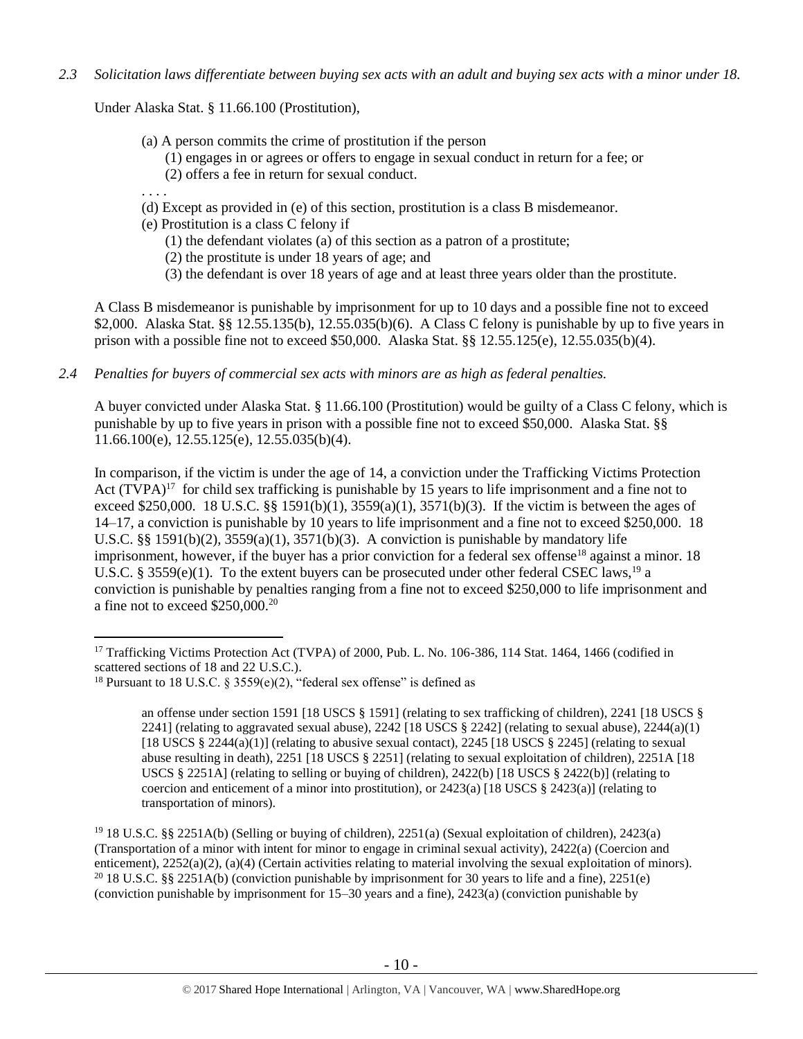*2.3 Solicitation laws differentiate between buying sex acts with an adult and buying sex acts with a minor under 18.*

Under Alaska Stat. § 11.66.100 (Prostitution),

> (a) A person commits the crime of prostitution if the person
> (1) engages in or agrees or offers to engage in sexual conduct in return for a fee; or
> (2) offers a fee in return for sexual conduct.
>
> . . . .
>
> (d) Except as provided in (e) of this section, prostitution is a class B misdemeanor.
> (e) Prostitution is a class C felony if
> (1) the defendant violates (a) of this section as a patron of a prostitute;
> (2) the prostitute is under 18 years of age; and
> (3) the defendant is over 18 years of age and at least three years older than the prostitute.

A Class B misdemeanor is punishable by imprisonment for up to 10 days and a possible fine not to exceed $2,000. Alaska Stat. §§ 12.55.135(b), 12.55.035(b)(6). A Class C felony is punishable by up to five years in prison with a possible fine not to exceed $50,000. Alaska Stat. §§ 12.55.125(e), 12.55.035(b)(4).

*2.4 Penalties for buyers of commercial sex acts with minors are as high as federal penalties.*

A buyer convicted under Alaska Stat. § 11.66.100 (Prostitution) would be guilty of a Class C felony, which is punishable by up to five years in prison with a possible fine not to exceed $50,000. Alaska Stat. §§ 11.66.100(e), 12.55.125(e), 12.55.035(b)(4).

In comparison, if the victim is under the age of 14, a conviction under the Trafficking Victims Protection Act (TVPA)[17] for child sex trafficking is punishable by 15 years to life imprisonment and a fine not to exceed $250,000. 18 U.S.C. §§ 1591(b)(1), 3559(a)(1), 3571(b)(3). If the victim is between the ages of 14–17, a conviction is punishable by 10 years to life imprisonment and a fine not to exceed $250,000. 18 U.S.C. §§ 1591(b)(2), 3559(a)(1), 3571(b)(3). A conviction is punishable by mandatory life imprisonment, however, if the buyer has a prior conviction for a federal sex offense[18] against a minor. 18 U.S.C. § 3559(e)(1). To the extent buyers can be prosecuted under other federal CSEC laws,[19] a conviction is punishable by penalties ranging from a fine not to exceed $250,000 to life imprisonment and a fine not to exceed $250,000.[20]

---

[17] Trafficking Victims Protection Act (TVPA) of 2000, Pub. L. No. 106-386, 114 Stat. 1464, 1466 (codified in scattered sections of 18 and 22 U.S.C.).

[18] Pursuant to 18 U.S.C. § 3559(e)(2), "federal sex offense" is defined as

> an offense under section 1591 [18 USCS § 1591] (relating to sex trafficking of children), 2241 [18 USCS § 2241] (relating to aggravated sexual abuse), 2242 [18 USCS § 2242] (relating to sexual abuse), 2244(a)(1) [18 USCS § 2244(a)(1)] (relating to abusive sexual contact), 2245 [18 USCS § 2245] (relating to sexual abuse resulting in death), 2251 [18 USCS § 2251] (relating to sexual exploitation of children), 2251A [18 USCS § 2251A] (relating to selling or buying of children), 2422(b) [18 USCS § 2422(b)] (relating to coercion and enticement of a minor into prostitution), or 2423(a) [18 USCS § 2423(a)] (relating to transportation of minors).

[19] 18 U.S.C. §§ 2251A(b) (Selling or buying of children), 2251(a) (Sexual exploitation of children), 2423(a) (Transportation of a minor with intent for minor to engage in criminal sexual activity), 2422(a) (Coercion and enticement), 2252(a)(2), (a)(4) (Certain activities relating to material involving the sexual exploitation of minors).

[20] 18 U.S.C. §§ 2251A(b) (conviction punishable by imprisonment for 30 years to life and a fine), 2251(e) (conviction punishable by imprisonment for 15–30 years and a fine), 2423(a) (conviction punishable by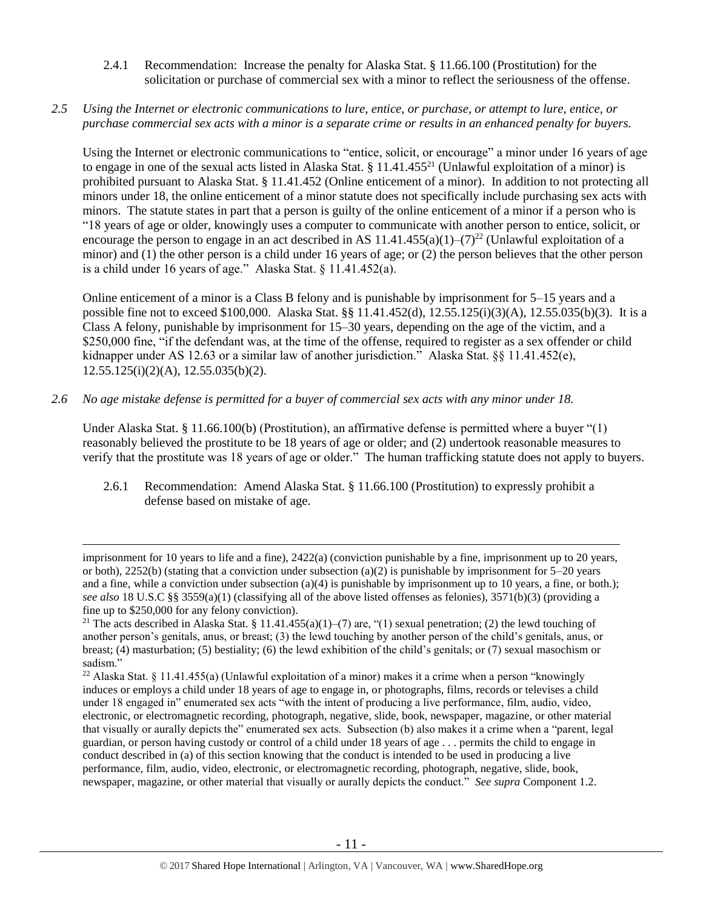2.4.1 Recommendation: Increase the penalty for Alaska Stat. § 11.66.100 (Prostitution) for the solicitation or purchase of commercial sex with a minor to reflect the seriousness of the offense.

*2.5 Using the Internet or electronic communications to lure, entice, or purchase, or attempt to lure, entice, or purchase commercial sex acts with a minor is a separate crime or results in an enhanced penalty for buyers.*

Using the Internet or electronic communications to "entice, solicit, or encourage" a minor under 16 years of age to engage in one of the sexual acts listed in Alaska Stat. § 11.41.455[21] (Unlawful exploitation of a minor) is prohibited pursuant to Alaska Stat. § 11.41.452 (Online enticement of a minor). In addition to not protecting all minors under 18, the online enticement of a minor statute does not specifically include purchasing sex acts with minors. The statute states in part that a person is guilty of the online enticement of a minor if a person who is "18 years of age or older, knowingly uses a computer to communicate with another person to entice, solicit, or encourage the person to engage in an act described in AS 11.41.455(a)(1)–(7)[22] (Unlawful exploitation of a minor) and (1) the other person is a child under 16 years of age; or (2) the person believes that the other person is a child under 16 years of age." Alaska Stat. § 11.41.452(a).

Online enticement of a minor is a Class B felony and is punishable by imprisonment for 5–15 years and a possible fine not to exceed $100,000. Alaska Stat. §§ 11.41.452(d), 12.55.125(i)(3)(A), 12.55.035(b)(3). It is a Class A felony, punishable by imprisonment for 15–30 years, depending on the age of the victim, and a $250,000 fine, "if the defendant was, at the time of the offense, required to register as a sex offender or child kidnapper under AS 12.63 or a similar law of another jurisdiction." Alaska Stat. §§ 11.41.452(e), 12.55.125(i)(2)(A), 12.55.035(b)(2).

*2.6 No age mistake defense is permitted for a buyer of commercial sex acts with any minor under 18.*

Under Alaska Stat. § 11.66.100(b) (Prostitution), an affirmative defense is permitted where a buyer "(1) reasonably believed the prostitute to be 18 years of age or older; and (2) undertook reasonable measures to verify that the prostitute was 18 years of age or older." The human trafficking statute does not apply to buyers.

2.6.1 Recommendation: Amend Alaska Stat. § 11.66.100 (Prostitution) to expressly prohibit a defense based on mistake of age.

---

imprisonment for 10 years to life and a fine), 2422(a) (conviction punishable by a fine, imprisonment up to 20 years, or both), 2252(b) (stating that a conviction under subsection (a)(2) is punishable by imprisonment for 5–20 years and a fine, while a conviction under subsection (a)(4) is punishable by imprisonment up to 10 years, a fine, or both.); *see also* 18 U.S.C §§ 3559(a)(1) (classifying all of the above listed offenses as felonies), 3571(b)(3) (providing a fine up to $250,000 for any felony conviction).

[21] The acts described in Alaska Stat. § 11.41.455(a)(1)–(7) are, "(1) sexual penetration; (2) the lewd touching of another person's genitals, anus, or breast; (3) the lewd touching by another person of the child's genitals, anus, or breast; (4) masturbation; (5) bestiality; (6) the lewd exhibition of the child's genitals; or (7) sexual masochism or sadism."

[22] Alaska Stat. § 11.41.455(a) (Unlawful exploitation of a minor) makes it a crime when a person "knowingly induces or employs a child under 18 years of age to engage in, or photographs, films, records or televises a child under 18 engaged in" enumerated sex acts "with the intent of producing a live performance, film, audio, video, electronic, or electromagnetic recording, photograph, negative, slide, book, newspaper, magazine, or other material that visually or aurally depicts the" enumerated sex acts. Subsection (b) also makes it a crime when a "parent, legal guardian, or person having custody or control of a child under 18 years of age . . . permits the child to engage in conduct described in (a) of this section knowing that the conduct is intended to be used in producing a live performance, film, audio, video, electronic, or electromagnetic recording, photograph, negative, slide, book, newspaper, magazine, or other material that visually or aurally depicts the conduct." *See supra* Component 1.2.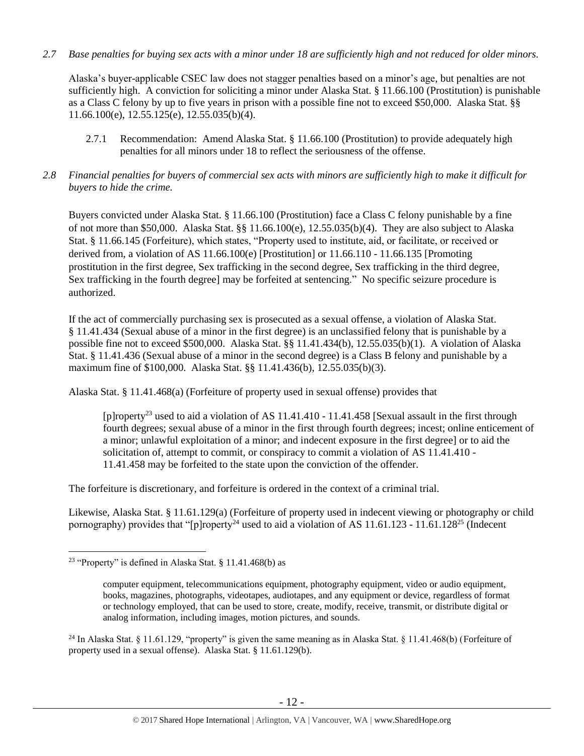*2.7 Base penalties for buying sex acts with a minor under 18 are sufficiently high and not reduced for older minors.*

Alaska's buyer-applicable CSEC law does not stagger penalties based on a minor's age, but penalties are not sufficiently high. A conviction for soliciting a minor under Alaska Stat. § 11.66.100 (Prostitution) is punishable as a Class C felony by up to five years in prison with a possible fine not to exceed $50,000. Alaska Stat. §§ 11.66.100(e), 12.55.125(e), 12.55.035(b)(4).

2.7.1 Recommendation: Amend Alaska Stat. § 11.66.100 (Prostitution) to provide adequately high penalties for all minors under 18 to reflect the seriousness of the offense.

*2.8 Financial penalties for buyers of commercial sex acts with minors are sufficiently high to make it difficult for buyers to hide the crime.*

Buyers convicted under Alaska Stat. § 11.66.100 (Prostitution) face a Class C felony punishable by a fine of not more than $50,000. Alaska Stat. §§ 11.66.100(e), 12.55.035(b)(4). They are also subject to Alaska Stat. § 11.66.145 (Forfeiture), which states, "Property used to institute, aid, or facilitate, or received or derived from, a violation of AS 11.66.100(e) [Prostitution] or 11.66.110 - 11.66.135 [Promoting prostitution in the first degree, Sex trafficking in the second degree, Sex trafficking in the third degree, Sex trafficking in the fourth degree] may be forfeited at sentencing." No specific seizure procedure is authorized.

If the act of commercially purchasing sex is prosecuted as a sexual offense, a violation of Alaska Stat. § 11.41.434 (Sexual abuse of a minor in the first degree) is an unclassified felony that is punishable by a possible fine not to exceed $500,000. Alaska Stat. §§ 11.41.434(b), 12.55.035(b)(1). A violation of Alaska Stat. § 11.41.436 (Sexual abuse of a minor in the second degree) is a Class B felony and punishable by a maximum fine of $100,000. Alaska Stat. §§ 11.41.436(b), 12.55.035(b)(3).

Alaska Stat. § 11.41.468(a) (Forfeiture of property used in sexual offense) provides that

> [p]roperty[23] used to aid a violation of AS 11.41.410 - 11.41.458 [Sexual assault in the first through fourth degrees; sexual abuse of a minor in the first through fourth degrees; incest; online enticement of a minor; unlawful exploitation of a minor; and indecent exposure in the first degree] or to aid the solicitation of, attempt to commit, or conspiracy to commit a violation of AS 11.41.410 - 11.41.458 may be forfeited to the state upon the conviction of the offender.

The forfeiture is discretionary, and forfeiture is ordered in the context of a criminal trial.

Likewise, Alaska Stat. § 11.61.129(a) (Forfeiture of property used in indecent viewing or photography or child pornography) provides that "[p]roperty[24] used to aid a violation of AS 11.61.123 - 11.61.128[25] (Indecent

---

[23] "Property" is defined in Alaska Stat. § 11.41.468(b) as

> computer equipment, telecommunications equipment, photography equipment, video or audio equipment, books, magazines, photographs, videotapes, audiotapes, and any equipment or device, regardless of format or technology employed, that can be used to store, create, modify, receive, transmit, or distribute digital or analog information, including images, motion pictures, and sounds.

[24] In Alaska Stat. § 11.61.129, "property" is given the same meaning as in Alaska Stat. § 11.41.468(b) (Forfeiture of property used in a sexual offense). Alaska Stat. § 11.61.129(b).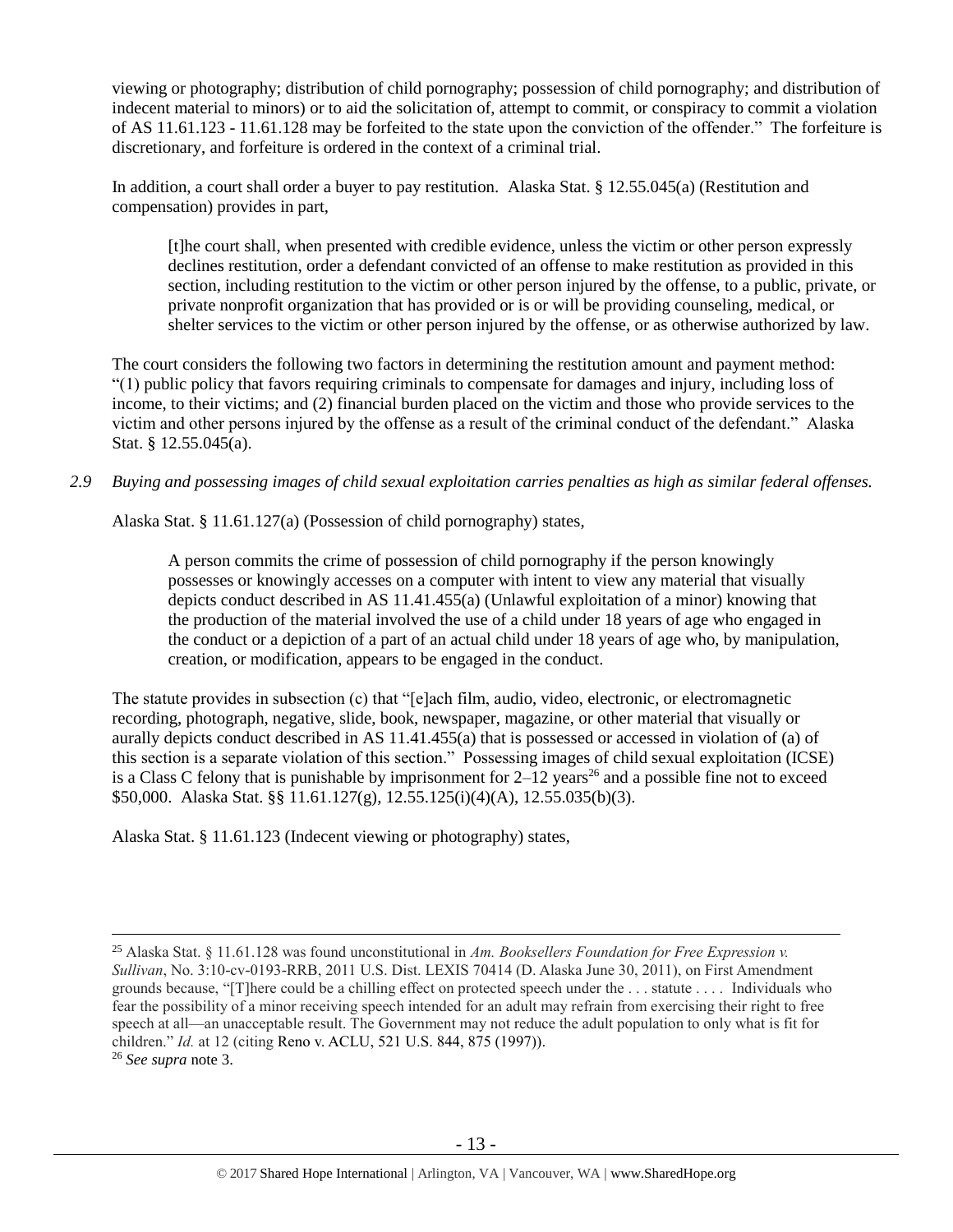viewing or photography; distribution of child pornography; possession of child pornography; and distribution of indecent material to minors) or to aid the solicitation of, attempt to commit, or conspiracy to commit a violation of AS 11.61.123 - 11.61.128 may be forfeited to the state upon the conviction of the offender." The forfeiture is discretionary, and forfeiture is ordered in the context of a criminal trial.

In addition, a court shall order a buyer to pay restitution. Alaska Stat. § 12.55.045(a) (Restitution and compensation) provides in part,

> [t]he court shall, when presented with credible evidence, unless the victim or other person expressly declines restitution, order a defendant convicted of an offense to make restitution as provided in this section, including restitution to the victim or other person injured by the offense, to a public, private, or private nonprofit organization that has provided or is or will be providing counseling, medical, or shelter services to the victim or other person injured by the offense, or as otherwise authorized by law.

The court considers the following two factors in determining the restitution amount and payment method: "(1) public policy that favors requiring criminals to compensate for damages and injury, including loss of income, to their victims; and (2) financial burden placed on the victim and those who provide services to the victim and other persons injured by the offense as a result of the criminal conduct of the defendant." Alaska Stat. § 12.55.045(a).

*2.9 Buying and possessing images of child sexual exploitation carries penalties as high as similar federal offenses.*

Alaska Stat. § 11.61.127(a) (Possession of child pornography) states,

> A person commits the crime of possession of child pornography if the person knowingly possesses or knowingly accesses on a computer with intent to view any material that visually depicts conduct described in AS 11.41.455(a) (Unlawful exploitation of a minor) knowing that the production of the material involved the use of a child under 18 years of age who engaged in the conduct or a depiction of a part of an actual child under 18 years of age who, by manipulation, creation, or modification, appears to be engaged in the conduct.

The statute provides in subsection (c) that "[e]ach film, audio, video, electronic, or electromagnetic recording, photograph, negative, slide, book, newspaper, magazine, or other material that visually or aurally depicts conduct described in AS 11.41.455(a) that is possessed or accessed in violation of (a) of this section is a separate violation of this section." Possessing images of child sexual exploitation (ICSE) is a Class C felony that is punishable by imprisonment for 2–12 years[26] and a possible fine not to exceed $50,000. Alaska Stat. §§ 11.61.127(g), 12.55.125(i)(4)(A), 12.55.035(b)(3).

Alaska Stat. § 11.61.123 (Indecent viewing or photography) states,

---

[25] Alaska Stat. § 11.61.128 was found unconstitutional in *Am. Booksellers Foundation for Free Expression v. Sullivan*, No. 3:10-cv-0193-RRB, 2011 U.S. Dist. LEXIS 70414 (D. Alaska June 30, 2011), on First Amendment grounds because, "[T]here could be a chilling effect on protected speech under the . . . statute . . . . Individuals who fear the possibility of a minor receiving speech intended for an adult may refrain from exercising their right to free speech at all—an unacceptable result. The Government may not reduce the adult population to only what is fit for children." *Id.* at 12 (citing Reno v. ACLU, 521 U.S. 844, 875 (1997)).

[26] *See supra* note 3.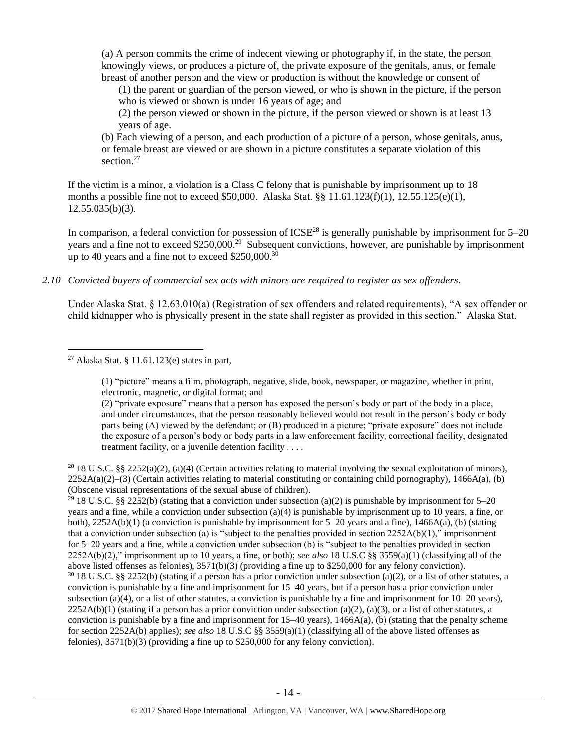> (a) A person commits the crime of indecent viewing or photography if, in the state, the person knowingly views, or produces a picture of, the private exposure of the genitals, anus, or female breast of another person and the view or production is without the knowledge or consent of
>
> (1) the parent or guardian of the person viewed, or who is shown in the picture, if the person who is viewed or shown is under 16 years of age; and
>
> (2) the person viewed or shown in the picture, if the person viewed or shown is at least 13 years of age.
>
> (b) Each viewing of a person, and each production of a picture of a person, whose genitals, anus, or female breast are viewed or are shown in a picture constitutes a separate violation of this section.[27]

If the victim is a minor, a violation is a Class C felony that is punishable by imprisonment up to 18 months a possible fine not to exceed $50,000. Alaska Stat. §§ 11.61.123(f)(1), 12.55.125(e)(1), 12.55.035(b)(3).

In comparison, a federal conviction for possession of ICSE[28] is generally punishable by imprisonment for 5–20 years and a fine not to exceed $250,000.[29] Subsequent convictions, however, are punishable by imprisonment up to 40 years and a fine not to exceed $250,000.[30]

*2.10 Convicted buyers of commercial sex acts with minors are required to register as sex offenders.*

Under Alaska Stat. § 12.63.010(a) (Registration of sex offenders and related requirements), "A sex offender or child kidnapper who is physically present in the state shall register as provided in this section." Alaska Stat.

---

[27] Alaska Stat. § 11.61.123(e) states in part,

> (1) "picture" means a film, photograph, negative, slide, book, newspaper, or magazine, whether in print, electronic, magnetic, or digital format; and
>
> (2) "private exposure" means that a person has exposed the person's body or part of the body in a place, and under circumstances, that the person reasonably believed would not result in the person's body or body parts being (A) viewed by the defendant; or (B) produced in a picture; "private exposure" does not include the exposure of a person's body or body parts in a law enforcement facility, correctional facility, designated treatment facility, or a juvenile detention facility . . . .

[28] 18 U.S.C. §§ 2252(a)(2), (a)(4) (Certain activities relating to material involving the sexual exploitation of minors), 2252A(a)(2)–(3) (Certain activities relating to material constituting or containing child pornography), 1466A(a), (b) (Obscene visual representations of the sexual abuse of children).

[29] 18 U.S.C. §§ 2252(b) (stating that a conviction under subsection (a)(2) is punishable by imprisonment for 5–20 years and a fine, while a conviction under subsection (a)(4) is punishable by imprisonment up to 10 years, a fine, or both), 2252A(b)(1) (a conviction is punishable by imprisonment for 5–20 years and a fine), 1466A(a), (b) (stating that a conviction under subsection (a) is "subject to the penalties provided in section 2252A(b)(1)," imprisonment for 5–20 years and a fine, while a conviction under subsection (b) is "subject to the penalties provided in section 2252A(b)(2)," imprisonment up to 10 years, a fine, or both); *see also* 18 U.S.C §§ 3559(a)(1) (classifying all of the above listed offenses as felonies), 3571(b)(3) (providing a fine up to $250,000 for any felony conviction).

[30] 18 U.S.C. §§ 2252(b) (stating if a person has a prior conviction under subsection (a)(2), or a list of other statutes, a conviction is punishable by a fine and imprisonment for 15–40 years, but if a person has a prior conviction under subsection (a)(4), or a list of other statutes, a conviction is punishable by a fine and imprisonment for 10–20 years), 2252A(b)(1) (stating if a person has a prior conviction under subsection (a)(2), (a)(3), or a list of other statutes, a conviction is punishable by a fine and imprisonment for 15–40 years), 1466A(a), (b) (stating that the penalty scheme for section 2252A(b) applies); *see also* 18 U.S.C §§ 3559(a)(1) (classifying all of the above listed offenses as felonies), 3571(b)(3) (providing a fine up to $250,000 for any felony conviction).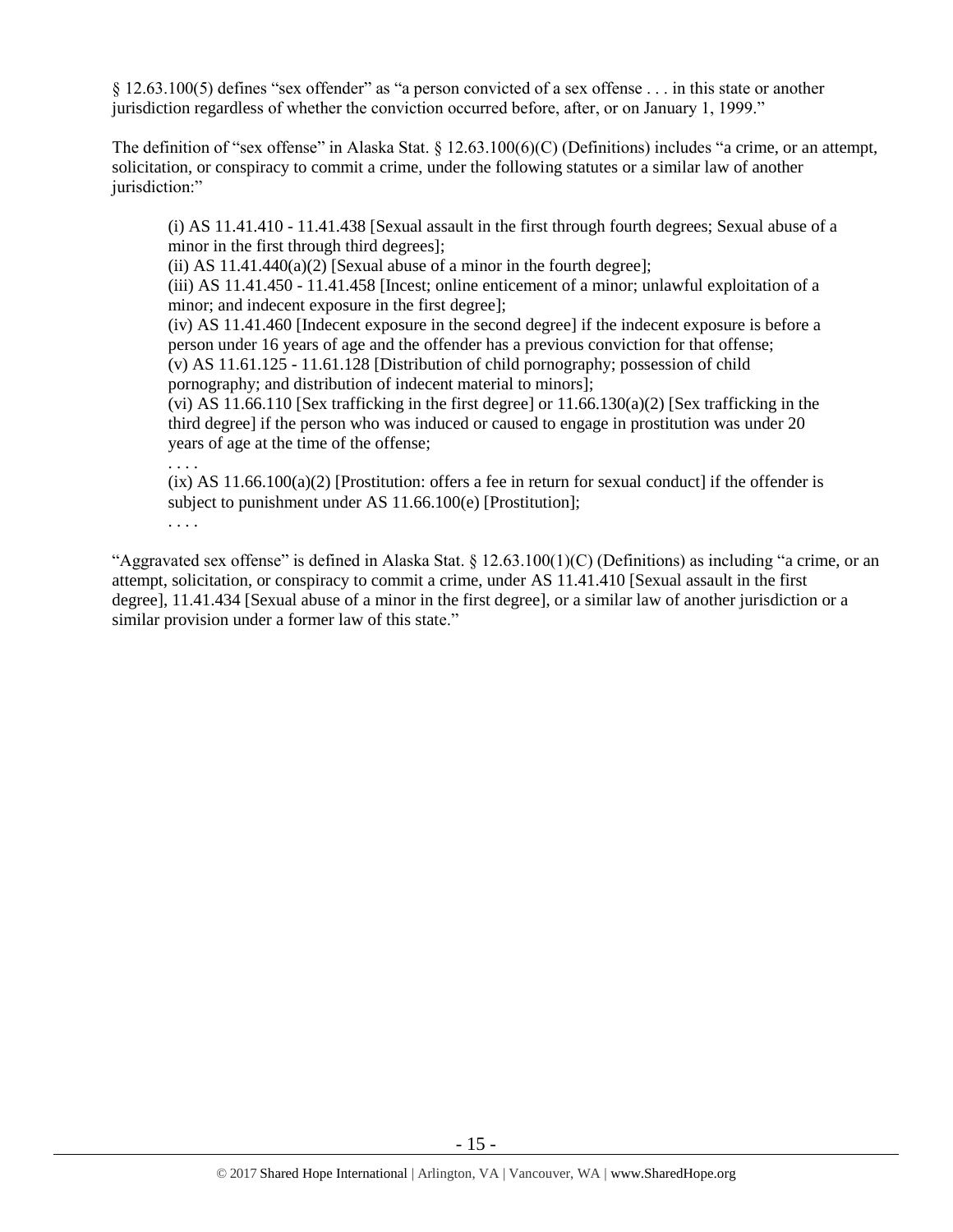§ 12.63.100(5) defines "sex offender" as "a person convicted of a sex offense . . . in this state or another jurisdiction regardless of whether the conviction occurred before, after, or on January 1, 1999."

The definition of "sex offense" in Alaska Stat. § 12.63.100(6)(C) (Definitions) includes "a crime, or an attempt, solicitation, or conspiracy to commit a crime, under the following statutes or a similar law of another jurisdiction:"

> (i) AS 11.41.410 - 11.41.438 [Sexual assault in the first through fourth degrees; Sexual abuse of a minor in the first through third degrees];
> (ii) AS 11.41.440(a)(2) [Sexual abuse of a minor in the fourth degree];
> (iii) AS 11.41.450 - 11.41.458 [Incest; online enticement of a minor; unlawful exploitation of a minor; and indecent exposure in the first degree];
> (iv) AS 11.41.460 [Indecent exposure in the second degree] if the indecent exposure is before a person under 16 years of age and the offender has a previous conviction for that offense;
> (v) AS 11.61.125 - 11.61.128 [Distribution of child pornography; possession of child pornography; and distribution of indecent material to minors];
> (vi) AS 11.66.110 [Sex trafficking in the first degree] or 11.66.130(a)(2) [Sex trafficking in the third degree] if the person who was induced or caused to engage in prostitution was under 20 years of age at the time of the offense;
> . . . .
> (ix) AS 11.66.100(a)(2) [Prostitution: offers a fee in return for sexual conduct] if the offender is subject to punishment under AS 11.66.100(e) [Prostitution];
> . . . .

"Aggravated sex offense" is defined in Alaska Stat. § 12.63.100(1)(C) (Definitions) as including "a crime, or an attempt, solicitation, or conspiracy to commit a crime, under AS 11.41.410 [Sexual assault in the first degree], 11.41.434 [Sexual abuse of a minor in the first degree], or a similar law of another jurisdiction or a similar provision under a former law of this state."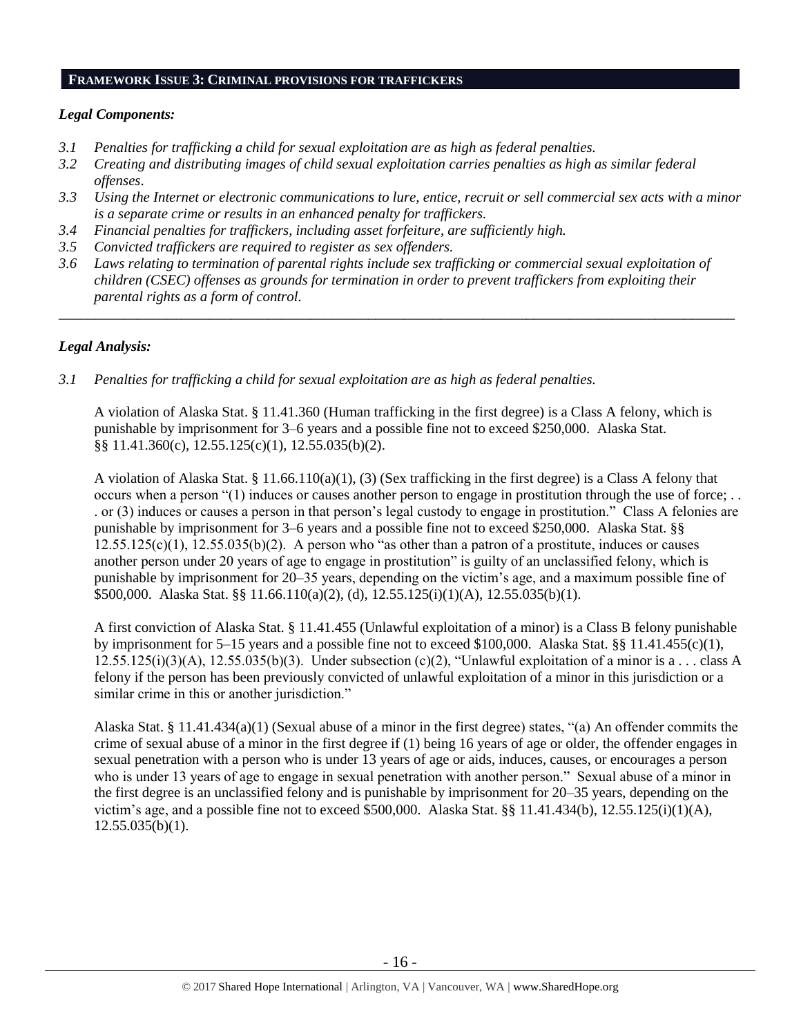## FRAMEWORK ISSUE 3: CRIMINAL PROVISIONS FOR TRAFFICKERS

### *Legal Components:*

*3.1 Penalties for trafficking a child for sexual exploitation are as high as federal penalties.*
*3.2 Creating and distributing images of child sexual exploitation carries penalties as high as similar federal offenses.*
*3.3 Using the Internet or electronic communications to lure, entice, recruit or sell commercial sex acts with a minor is a separate crime or results in an enhanced penalty for traffickers.*
*3.4 Financial penalties for traffickers, including asset forfeiture, are sufficiently high.*
*3.5 Convicted traffickers are required to register as sex offenders.*
*3.6 Laws relating to termination of parental rights include sex trafficking or commercial sexual exploitation of children (CSEC) offenses as grounds for termination in order to prevent traffickers from exploiting their parental rights as a form of control.*

---

### *Legal Analysis:*

*3.1 Penalties for trafficking a child for sexual exploitation are as high as federal penalties.*

A violation of Alaska Stat. § 11.41.360 (Human trafficking in the first degree) is a Class A felony, which is punishable by imprisonment for 3–6 years and a possible fine not to exceed $250,000. Alaska Stat. §§ 11.41.360(c), 12.55.125(c)(1), 12.55.035(b)(2).

A violation of Alaska Stat. § 11.66.110(a)(1), (3) (Sex trafficking in the first degree) is a Class A felony that occurs when a person "(1) induces or causes another person to engage in prostitution through the use of force; . . . or (3) induces or causes a person in that person's legal custody to engage in prostitution." Class A felonies are punishable by imprisonment for 3–6 years and a possible fine not to exceed $250,000. Alaska Stat. §§ 12.55.125(c)(1), 12.55.035(b)(2). A person who "as other than a patron of a prostitute, induces or causes another person under 20 years of age to engage in prostitution" is guilty of an unclassified felony, which is punishable by imprisonment for 20–35 years, depending on the victim's age, and a maximum possible fine of $500,000. Alaska Stat. §§ 11.66.110(a)(2), (d), 12.55.125(i)(1)(A), 12.55.035(b)(1).

A first conviction of Alaska Stat. § 11.41.455 (Unlawful exploitation of a minor) is a Class B felony punishable by imprisonment for 5–15 years and a possible fine not to exceed $100,000. Alaska Stat. §§ 11.41.455(c)(1), 12.55.125(i)(3)(A), 12.55.035(b)(3). Under subsection (c)(2), "Unlawful exploitation of a minor is a . . . class A felony if the person has been previously convicted of unlawful exploitation of a minor in this jurisdiction or a similar crime in this or another jurisdiction."

Alaska Stat. § 11.41.434(a)(1) (Sexual abuse of a minor in the first degree) states, "(a) An offender commits the crime of sexual abuse of a minor in the first degree if (1) being 16 years of age or older, the offender engages in sexual penetration with a person who is under 13 years of age or aids, induces, causes, or encourages a person who is under 13 years of age to engage in sexual penetration with another person." Sexual abuse of a minor in the first degree is an unclassified felony and is punishable by imprisonment for 20–35 years, depending on the victim's age, and a possible fine not to exceed $500,000. Alaska Stat. §§ 11.41.434(b), 12.55.125(i)(1)(A), 12.55.035(b)(1).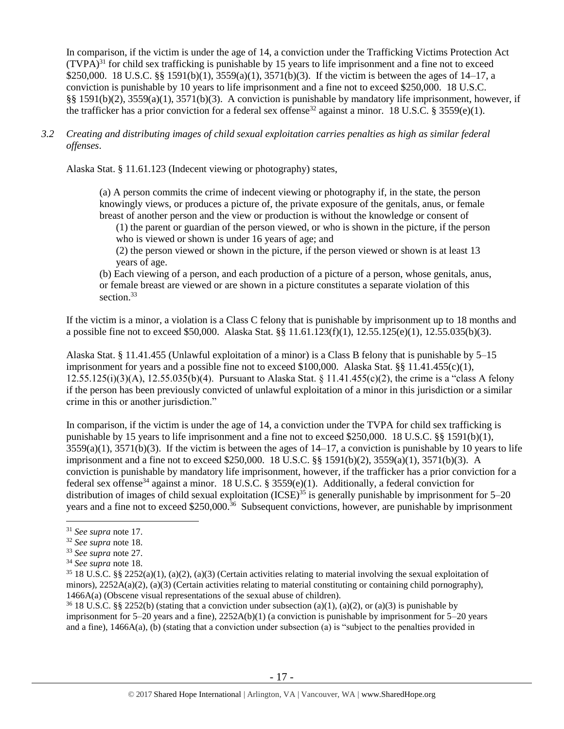In comparison, if the victim is under the age of 14, a conviction under the Trafficking Victims Protection Act (TVPA)[31] for child sex trafficking is punishable by 15 years to life imprisonment and a fine not to exceed $250,000. 18 U.S.C. §§ 1591(b)(1), 3559(a)(1), 3571(b)(3). If the victim is between the ages of 14–17, a conviction is punishable by 10 years to life imprisonment and a fine not to exceed $250,000. 18 U.S.C. §§ 1591(b)(2), 3559(a)(1), 3571(b)(3). A conviction is punishable by mandatory life imprisonment, however, if the trafficker has a prior conviction for a federal sex offense[32] against a minor. 18 U.S.C. § 3559(e)(1).

*3.2 Creating and distributing images of child sexual exploitation carries penalties as high as similar federal offenses.*

Alaska Stat. § 11.61.123 (Indecent viewing or photography) states,

> (a) A person commits the crime of indecent viewing or photography if, in the state, the person knowingly views, or produces a picture of, the private exposure of the genitals, anus, or female breast of another person and the view or production is without the knowledge or consent of
>
> (1) the parent or guardian of the person viewed, or who is shown in the picture, if the person who is viewed or shown is under 16 years of age; and
>
> (2) the person viewed or shown in the picture, if the person viewed or shown is at least 13 years of age.
>
> (b) Each viewing of a person, and each production of a picture of a person, whose genitals, anus, or female breast are viewed or are shown in a picture constitutes a separate violation of this section.[33]

If the victim is a minor, a violation is a Class C felony that is punishable by imprisonment up to 18 months and a possible fine not to exceed $50,000. Alaska Stat. §§ 11.61.123(f)(1), 12.55.125(e)(1), 12.55.035(b)(3).

Alaska Stat. § 11.41.455 (Unlawful exploitation of a minor) is a Class B felony that is punishable by 5–15 imprisonment for years and a possible fine not to exceed $100,000. Alaska Stat. §§ 11.41.455(c)(1), 12.55.125(i)(3)(A), 12.55.035(b)(4). Pursuant to Alaska Stat. § 11.41.455(c)(2), the crime is a "class A felony if the person has been previously convicted of unlawful exploitation of a minor in this jurisdiction or a similar crime in this or another jurisdiction."

In comparison, if the victim is under the age of 14, a conviction under the TVPA for child sex trafficking is punishable by 15 years to life imprisonment and a fine not to exceed $250,000. 18 U.S.C. §§ 1591(b)(1), 3559(a)(1), 3571(b)(3). If the victim is between the ages of 14–17, a conviction is punishable by 10 years to life imprisonment and a fine not to exceed $250,000. 18 U.S.C. §§ 1591(b)(2), 3559(a)(1), 3571(b)(3). A conviction is punishable by mandatory life imprisonment, however, if the trafficker has a prior conviction for a federal sex offense[34] against a minor. 18 U.S.C. § 3559(e)(1). Additionally, a federal conviction for distribution of images of child sexual exploitation (ICSE)[35] is generally punishable by imprisonment for 5–20 years and a fine not to exceed $250,000.[36] Subsequent convictions, however, are punishable by imprisonment

---

[31] *See supra* note 17.

[32] *See supra* note 18.

[33] *See supra* note 27.

[34] *See supra* note 18.

[35] 18 U.S.C. §§ 2252(a)(1), (a)(2), (a)(3) (Certain activities relating to material involving the sexual exploitation of minors), 2252A(a)(2), (a)(3) (Certain activities relating to material constituting or containing child pornography), 1466A(a) (Obscene visual representations of the sexual abuse of children).

[36] 18 U.S.C. §§ 2252(b) (stating that a conviction under subsection (a)(1), (a)(2), or (a)(3) is punishable by imprisonment for 5–20 years and a fine), 2252A(b)(1) (a conviction is punishable by imprisonment for 5–20 years and a fine), 1466A(a), (b) (stating that a conviction under subsection (a) is "subject to the penalties provided in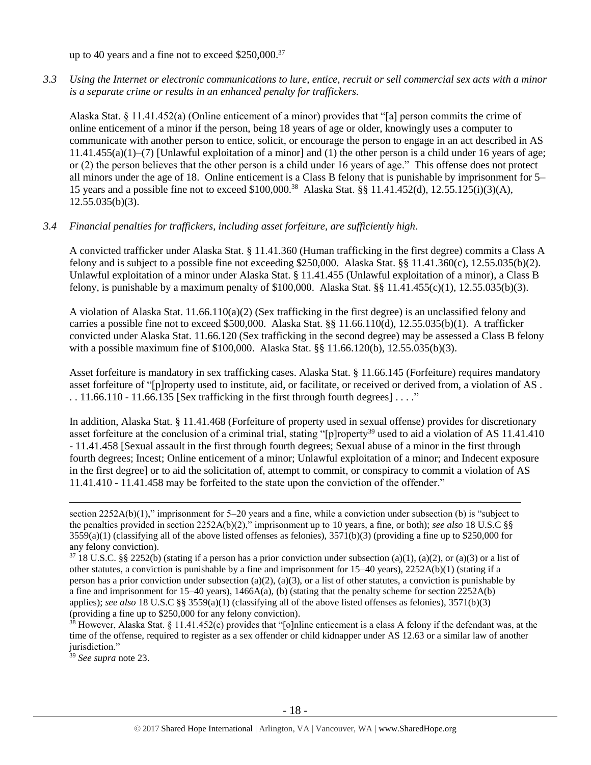up to 40 years and a fine not to exceed $250,000.[37]

*3.3 Using the Internet or electronic communications to lure, entice, recruit or sell commercial sex acts with a minor is a separate crime or results in an enhanced penalty for traffickers.*

Alaska Stat. § 11.41.452(a) (Online enticement of a minor) provides that "[a] person commits the crime of online enticement of a minor if the person, being 18 years of age or older, knowingly uses a computer to communicate with another person to entice, solicit, or encourage the person to engage in an act described in AS 11.41.455(a)(1)–(7) [Unlawful exploitation of a minor] and (1) the other person is a child under 16 years of age; or (2) the person believes that the other person is a child under 16 years of age." This offense does not protect all minors under the age of 18. Online enticement is a Class B felony that is punishable by imprisonment for 5–15 years and a possible fine not to exceed $100,000.[38] Alaska Stat. §§ 11.41.452(d), 12.55.125(i)(3)(A), 12.55.035(b)(3).

*3.4 Financial penalties for traffickers, including asset forfeiture, are sufficiently high.*

A convicted trafficker under Alaska Stat. § 11.41.360 (Human trafficking in the first degree) commits a Class A felony and is subject to a possible fine not exceeding $250,000. Alaska Stat. §§ 11.41.360(c), 12.55.035(b)(2). Unlawful exploitation of a minor under Alaska Stat. § 11.41.455 (Unlawful exploitation of a minor), a Class B felony, is punishable by a maximum penalty of $100,000. Alaska Stat. §§ 11.41.455(c)(1), 12.55.035(b)(3).

A violation of Alaska Stat. 11.66.110(a)(2) (Sex trafficking in the first degree) is an unclassified felony and carries a possible fine not to exceed $500,000. Alaska Stat. §§ 11.66.110(d), 12.55.035(b)(1). A trafficker convicted under Alaska Stat. 11.66.120 (Sex trafficking in the second degree) may be assessed a Class B felony with a possible maximum fine of $100,000. Alaska Stat. §§ 11.66.120(b), 12.55.035(b)(3).

Asset forfeiture is mandatory in sex trafficking cases. Alaska Stat. § 11.66.145 (Forfeiture) requires mandatory asset forfeiture of "[p]roperty used to institute, aid, or facilitate, or received or derived from, a violation of AS . . . 11.66.110 - 11.66.135 [Sex trafficking in the first through fourth degrees] . . . ."

In addition, Alaska Stat. § 11.41.468 (Forfeiture of property used in sexual offense) provides for discretionary asset forfeiture at the conclusion of a criminal trial, stating "[p]roperty[39] used to aid a violation of AS 11.41.410 - 11.41.458 [Sexual assault in the first through fourth degrees; Sexual abuse of a minor in the first through fourth degrees; Incest; Online enticement of a minor; Unlawful exploitation of a minor; and Indecent exposure in the first degree] or to aid the solicitation of, attempt to commit, or conspiracy to commit a violation of AS 11.41.410 - 11.41.458 may be forfeited to the state upon the conviction of the offender."

---

section 2252A(b)(1)," imprisonment for 5–20 years and a fine, while a conviction under subsection (b) is "subject to the penalties provided in section 2252A(b)(2)," imprisonment up to 10 years, a fine, or both); *see also* 18 U.S.C §§ 3559(a)(1) (classifying all of the above listed offenses as felonies), 3571(b)(3) (providing a fine up to $250,000 for any felony conviction).

[37] 18 U.S.C. §§ 2252(b) (stating if a person has a prior conviction under subsection (a)(1), (a)(2), or (a)(3) or a list of other statutes, a conviction is punishable by a fine and imprisonment for 15–40 years), 2252A(b)(1) (stating if a person has a prior conviction under subsection (a)(2), (a)(3), or a list of other statutes, a conviction is punishable by a fine and imprisonment for 15–40 years), 1466A(a), (b) (stating that the penalty scheme for section 2252A(b) applies); *see also* 18 U.S.C §§ 3559(a)(1) (classifying all of the above listed offenses as felonies), 3571(b)(3) (providing a fine up to $250,000 for any felony conviction).

[38] However, Alaska Stat. § 11.41.452(e) provides that "[o]nline enticement is a class A felony if the defendant was, at the time of the offense, required to register as a sex offender or child kidnapper under AS 12.63 or a similar law of another jurisdiction."

[39] *See supra* note 23.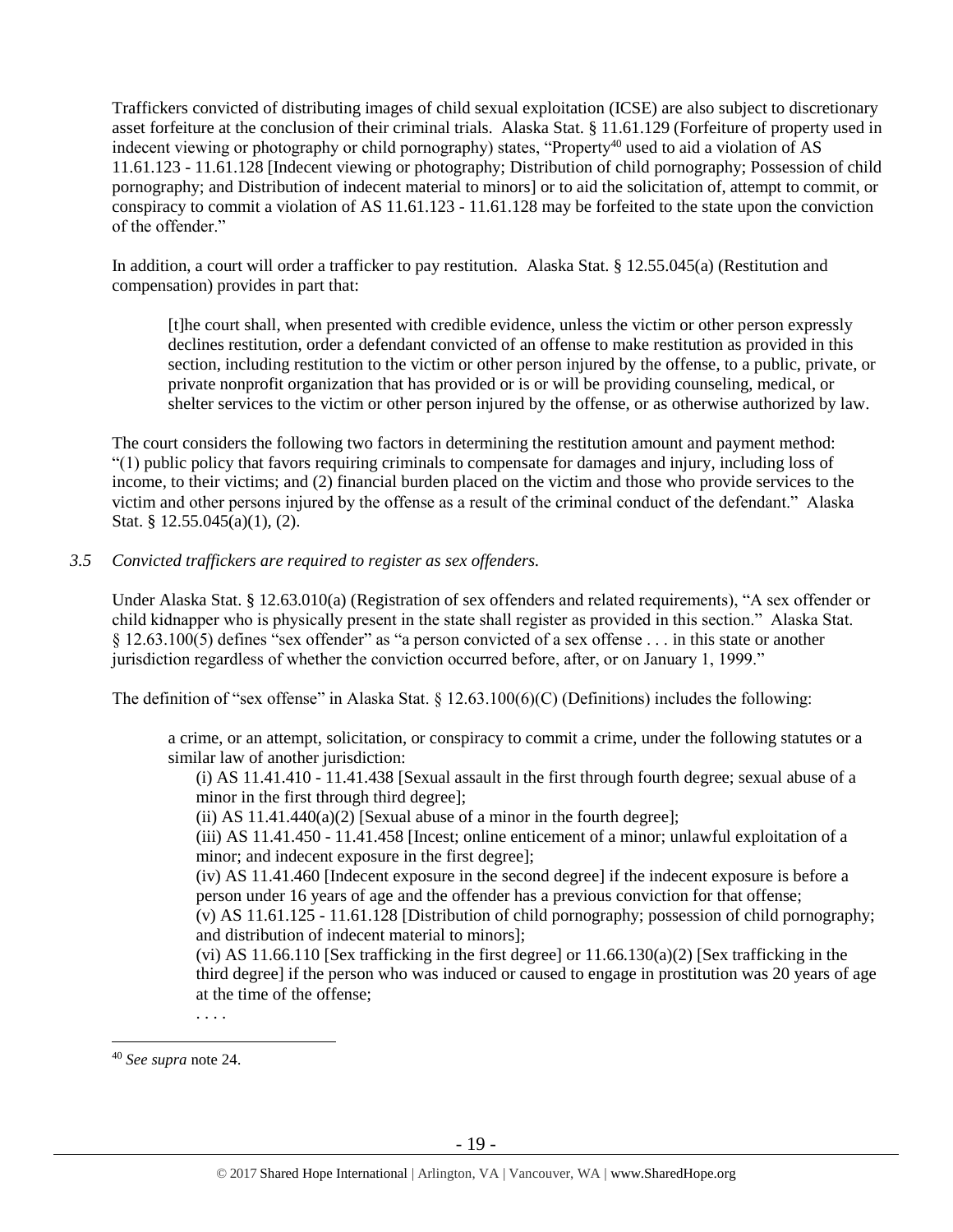Traffickers convicted of distributing images of child sexual exploitation (ICSE) are also subject to discretionary asset forfeiture at the conclusion of their criminal trials. Alaska Stat. § 11.61.129 (Forfeiture of property used in indecent viewing or photography or child pornography) states, "Property[40] used to aid a violation of AS 11.61.123 - 11.61.128 [Indecent viewing or photography; Distribution of child pornography; Possession of child pornography; and Distribution of indecent material to minors] or to aid the solicitation of, attempt to commit, or conspiracy to commit a violation of AS 11.61.123 - 11.61.128 may be forfeited to the state upon the conviction of the offender."

In addition, a court will order a trafficker to pay restitution. Alaska Stat. § 12.55.045(a) (Restitution and compensation) provides in part that:

> [t]he court shall, when presented with credible evidence, unless the victim or other person expressly declines restitution, order a defendant convicted of an offense to make restitution as provided in this section, including restitution to the victim or other person injured by the offense, to a public, private, or private nonprofit organization that has provided or is or will be providing counseling, medical, or shelter services to the victim or other person injured by the offense, or as otherwise authorized by law.

The court considers the following two factors in determining the restitution amount and payment method: "(1) public policy that favors requiring criminals to compensate for damages and injury, including loss of income, to their victims; and (2) financial burden placed on the victim and those who provide services to the victim and other persons injured by the offense as a result of the criminal conduct of the defendant." Alaska Stat. § 12.55.045(a)(1), (2).

*3.5 Convicted traffickers are required to register as sex offenders.*

Under Alaska Stat. § 12.63.010(a) (Registration of sex offenders and related requirements), "A sex offender or child kidnapper who is physically present in the state shall register as provided in this section." Alaska Stat. § 12.63.100(5) defines "sex offender" as "a person convicted of a sex offense . . . in this state or another jurisdiction regardless of whether the conviction occurred before, after, or on January 1, 1999."

The definition of "sex offense" in Alaska Stat. § 12.63.100(6)(C) (Definitions) includes the following:

> a crime, or an attempt, solicitation, or conspiracy to commit a crime, under the following statutes or a similar law of another jurisdiction:
>
> (i) AS 11.41.410 - 11.41.438 [Sexual assault in the first through fourth degree; sexual abuse of a minor in the first through third degree];
>
> (ii) AS 11.41.440(a)(2) [Sexual abuse of a minor in the fourth degree];
>
> (iii) AS 11.41.450 - 11.41.458 [Incest; online enticement of a minor; unlawful exploitation of a minor; and indecent exposure in the first degree];
>
> (iv) AS 11.41.460 [Indecent exposure in the second degree] if the indecent exposure is before a person under 16 years of age and the offender has a previous conviction for that offense;
>
> (v) AS 11.61.125 - 11.61.128 [Distribution of child pornography; possession of child pornography; and distribution of indecent material to minors];
>
> (vi) AS 11.66.110 [Sex trafficking in the first degree] or 11.66.130(a)(2) [Sex trafficking in the third degree] if the person who was induced or caused to engage in prostitution was 20 years of age at the time of the offense;
>
> . . . .

[40] *See supra* note 24.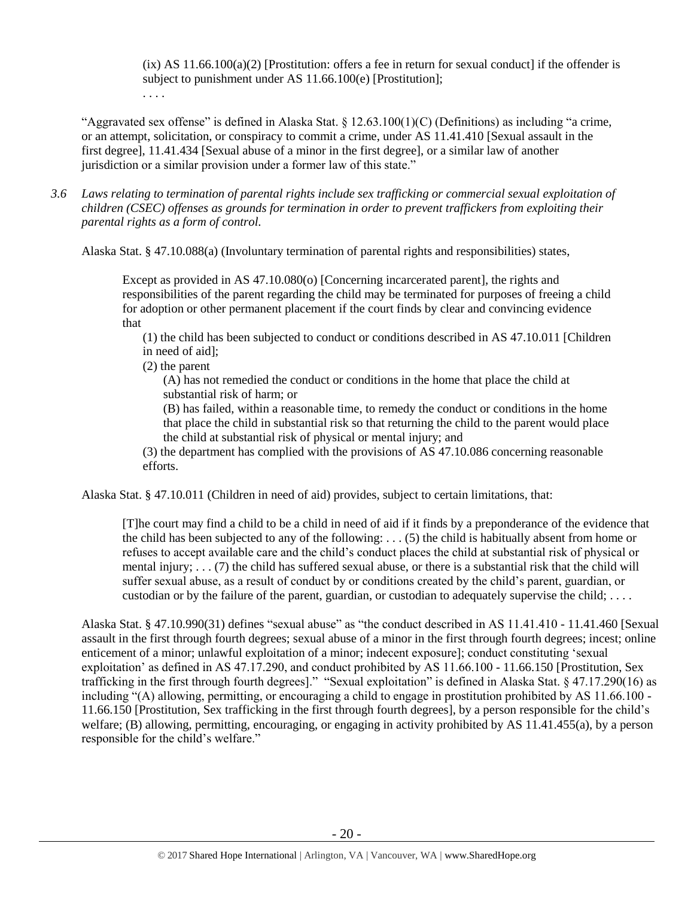(ix) AS 11.66.100(a)(2) [Prostitution: offers a fee in return for sexual conduct] if the offender is subject to punishment under AS 11.66.100(e) [Prostitution];

. . . .

"Aggravated sex offense" is defined in Alaska Stat. § 12.63.100(1)(C) (Definitions) as including "a crime, or an attempt, solicitation, or conspiracy to commit a crime, under AS 11.41.410 [Sexual assault in the first degree], 11.41.434 [Sexual abuse of a minor in the first degree], or a similar law of another jurisdiction or a similar provision under a former law of this state."

*3.6 Laws relating to termination of parental rights include sex trafficking or commercial sexual exploitation of children (CSEC) offenses as grounds for termination in order to prevent traffickers from exploiting their parental rights as a form of control.*

Alaska Stat. § 47.10.088(a) (Involuntary termination of parental rights and responsibilities) states,

> Except as provided in AS 47.10.080(o) [Concerning incarcerated parent], the rights and responsibilities of the parent regarding the child may be terminated for purposes of freeing a child for adoption or other permanent placement if the court finds by clear and convincing evidence that
>
> (1) the child has been subjected to conduct or conditions described in AS 47.10.011 [Children in need of aid];
>
> (2) the parent
>
> (A) has not remedied the conduct or conditions in the home that place the child at substantial risk of harm; or
>
> (B) has failed, within a reasonable time, to remedy the conduct or conditions in the home that place the child in substantial risk so that returning the child to the parent would place the child at substantial risk of physical or mental injury; and
>
> (3) the department has complied with the provisions of AS 47.10.086 concerning reasonable efforts.

Alaska Stat. § 47.10.011 (Children in need of aid) provides, subject to certain limitations, that:

> [T]he court may find a child to be a child in need of aid if it finds by a preponderance of the evidence that the child has been subjected to any of the following: . . . (5) the child is habitually absent from home or refuses to accept available care and the child's conduct places the child at substantial risk of physical or mental injury; . . . (7) the child has suffered sexual abuse, or there is a substantial risk that the child will suffer sexual abuse, as a result of conduct by or conditions created by the child's parent, guardian, or custodian or by the failure of the parent, guardian, or custodian to adequately supervise the child; . . . .

Alaska Stat. § 47.10.990(31) defines "sexual abuse" as "the conduct described in AS 11.41.410 - 11.41.460 [Sexual assault in the first through fourth degrees; sexual abuse of a minor in the first through fourth degrees; incest; online enticement of a minor; unlawful exploitation of a minor; indecent exposure]; conduct constituting 'sexual exploitation' as defined in AS 47.17.290, and conduct prohibited by AS 11.66.100 - 11.66.150 [Prostitution, Sex trafficking in the first through fourth degrees]." "Sexual exploitation" is defined in Alaska Stat. § 47.17.290(16) as including "(A) allowing, permitting, or encouraging a child to engage in prostitution prohibited by AS 11.66.100 - 11.66.150 [Prostitution, Sex trafficking in the first through fourth degrees], by a person responsible for the child's welfare; (B) allowing, permitting, encouraging, or engaging in activity prohibited by AS 11.41.455(a), by a person responsible for the child's welfare."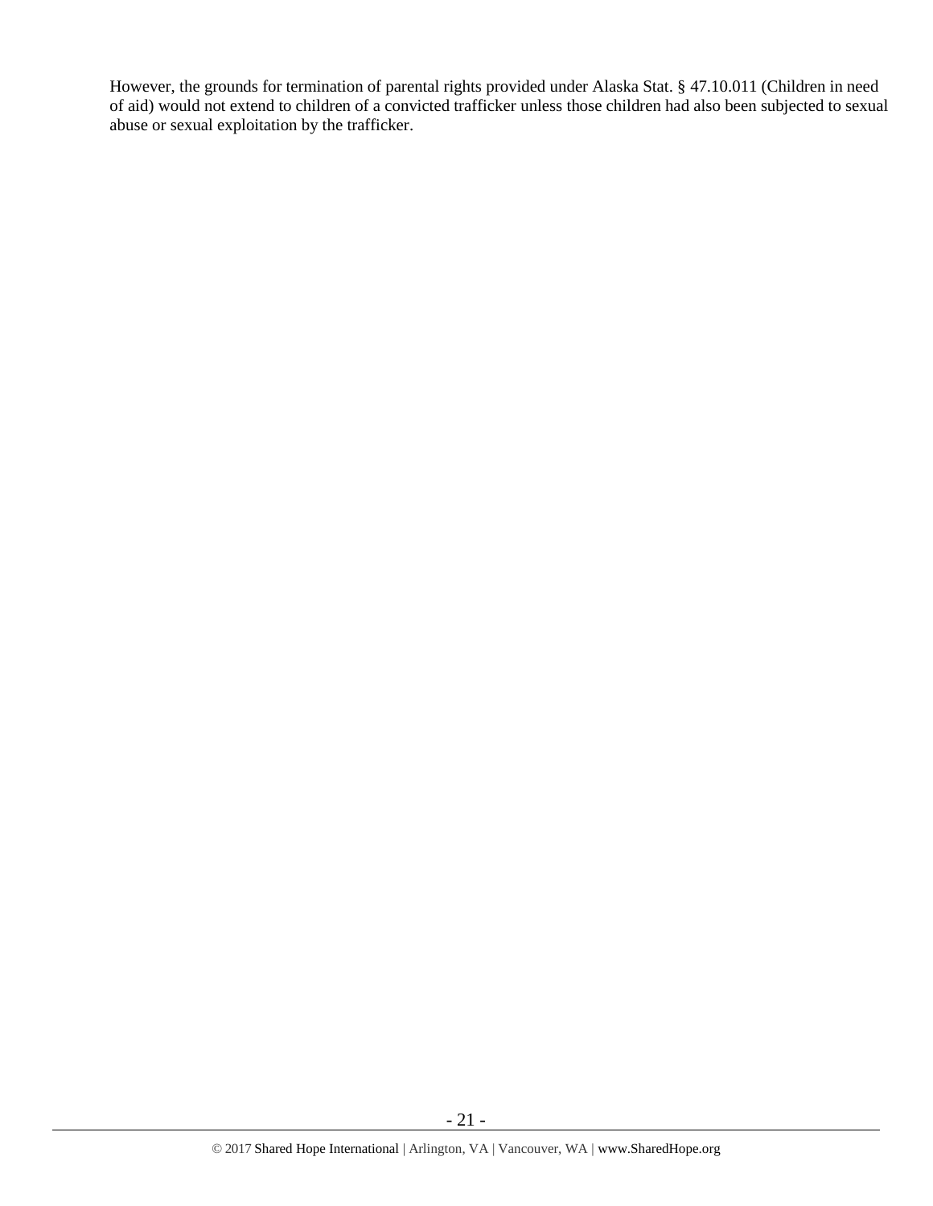However, the grounds for termination of parental rights provided under Alaska Stat. § 47.10.011 (Children in need of aid) would not extend to children of a convicted trafficker unless those children had also been subjected to sexual abuse or sexual exploitation by the trafficker.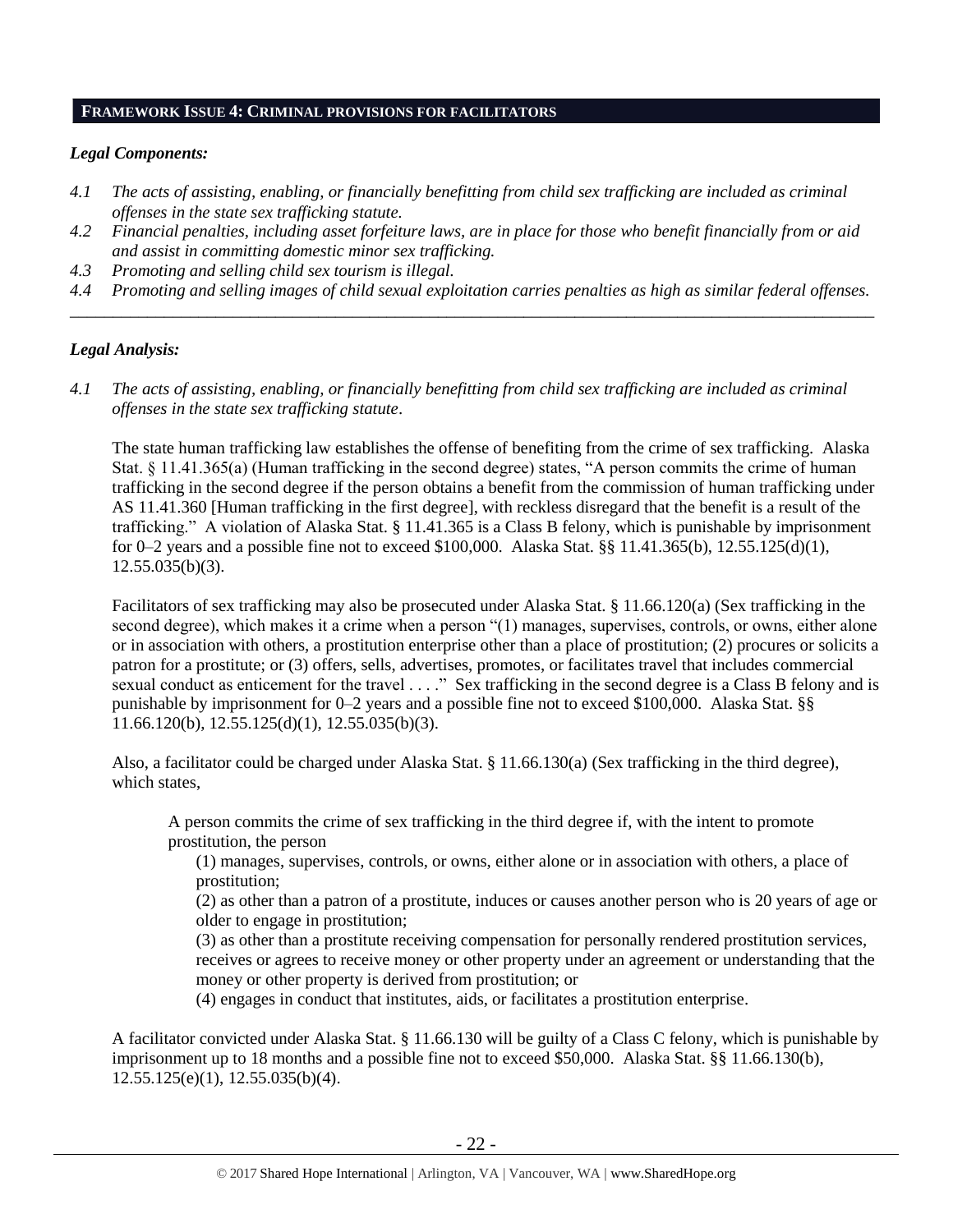## FRAMEWORK ISSUE 4: CRIMINAL PROVISIONS FOR FACILITATORS

### *Legal Components:*

*4.1 The acts of assisting, enabling, or financially benefitting from child sex trafficking are included as criminal offenses in the state sex trafficking statute.*

*4.2 Financial penalties, including asset forfeiture laws, are in place for those who benefit financially from or aid and assist in committing domestic minor sex trafficking.*

*4.3 Promoting and selling child sex tourism is illegal.*

*4.4 Promoting and selling images of child sexual exploitation carries penalties as high as similar federal offenses.*

---

### *Legal Analysis:*

*4.1 The acts of assisting, enabling, or financially benefitting from child sex trafficking are included as criminal offenses in the state sex trafficking statute.*

The state human trafficking law establishes the offense of benefiting from the crime of sex trafficking. Alaska Stat. § 11.41.365(a) (Human trafficking in the second degree) states, "A person commits the crime of human trafficking in the second degree if the person obtains a benefit from the commission of human trafficking under AS 11.41.360 [Human trafficking in the first degree], with reckless disregard that the benefit is a result of the trafficking." A violation of Alaska Stat. § 11.41.365 is a Class B felony, which is punishable by imprisonment for 0–2 years and a possible fine not to exceed $100,000. Alaska Stat. §§ 11.41.365(b), 12.55.125(d)(1), 12.55.035(b)(3).

Facilitators of sex trafficking may also be prosecuted under Alaska Stat. § 11.66.120(a) (Sex trafficking in the second degree), which makes it a crime when a person "(1) manages, supervises, controls, or owns, either alone or in association with others, a prostitution enterprise other than a place of prostitution; (2) procures or solicits a patron for a prostitute; or (3) offers, sells, advertises, promotes, or facilitates travel that includes commercial sexual conduct as enticement for the travel . . . ." Sex trafficking in the second degree is a Class B felony and is punishable by imprisonment for 0–2 years and a possible fine not to exceed $100,000. Alaska Stat. §§ 11.66.120(b), 12.55.125(d)(1), 12.55.035(b)(3).

Also, a facilitator could be charged under Alaska Stat. § 11.66.130(a) (Sex trafficking in the third degree), which states,

> A person commits the crime of sex trafficking in the third degree if, with the intent to promote prostitution, the person
>
> (1) manages, supervises, controls, or owns, either alone or in association with others, a place of prostitution;
>
> (2) as other than a patron of a prostitute, induces or causes another person who is 20 years of age or older to engage in prostitution;
>
> (3) as other than a prostitute receiving compensation for personally rendered prostitution services, receives or agrees to receive money or other property under an agreement or understanding that the money or other property is derived from prostitution; or
>
> (4) engages in conduct that institutes, aids, or facilitates a prostitution enterprise.

A facilitator convicted under Alaska Stat. § 11.66.130 will be guilty of a Class C felony, which is punishable by imprisonment up to 18 months and a possible fine not to exceed $50,000. Alaska Stat. §§ 11.66.130(b), 12.55.125(e)(1), 12.55.035(b)(4).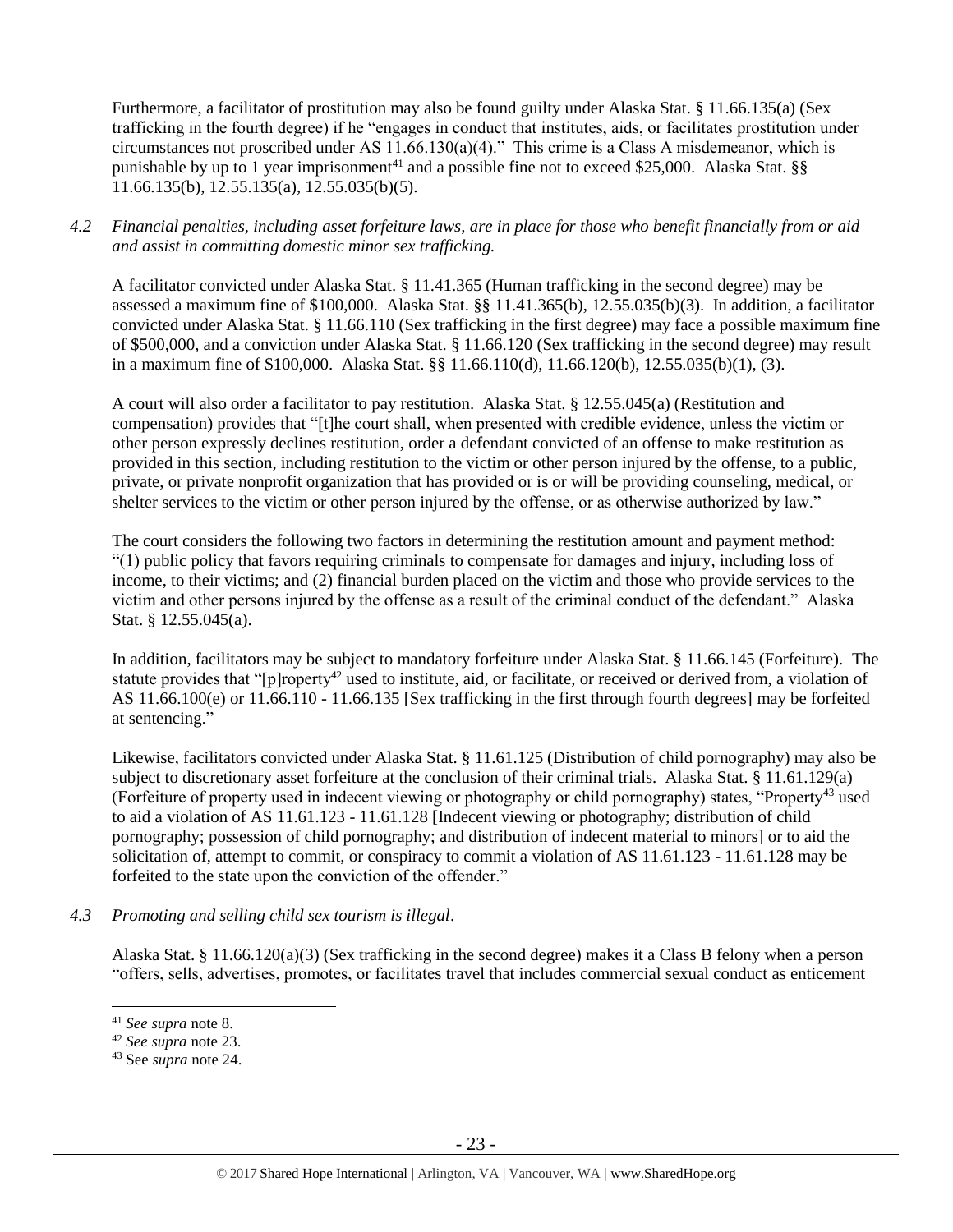Furthermore, a facilitator of prostitution may also be found guilty under Alaska Stat. § 11.66.135(a) (Sex trafficking in the fourth degree) if he "engages in conduct that institutes, aids, or facilitates prostitution under circumstances not proscribed under AS 11.66.130(a)(4)." This crime is a Class A misdemeanor, which is punishable by up to 1 year imprisonment[41] and a possible fine not to exceed $25,000. Alaska Stat. §§ 11.66.135(b), 12.55.135(a), 12.55.035(b)(5).

*4.2 Financial penalties, including asset forfeiture laws, are in place for those who benefit financially from or aid and assist in committing domestic minor sex trafficking.*

A facilitator convicted under Alaska Stat. § 11.41.365 (Human trafficking in the second degree) may be assessed a maximum fine of $100,000. Alaska Stat. §§ 11.41.365(b), 12.55.035(b)(3). In addition, a facilitator convicted under Alaska Stat. § 11.66.110 (Sex trafficking in the first degree) may face a possible maximum fine of $500,000, and a conviction under Alaska Stat. § 11.66.120 (Sex trafficking in the second degree) may result in a maximum fine of $100,000. Alaska Stat. §§ 11.66.110(d), 11.66.120(b), 12.55.035(b)(1), (3).

A court will also order a facilitator to pay restitution. Alaska Stat. § 12.55.045(a) (Restitution and compensation) provides that "[t]he court shall, when presented with credible evidence, unless the victim or other person expressly declines restitution, order a defendant convicted of an offense to make restitution as provided in this section, including restitution to the victim or other person injured by the offense, to a public, private, or private nonprofit organization that has provided or is or will be providing counseling, medical, or shelter services to the victim or other person injured by the offense, or as otherwise authorized by law."

The court considers the following two factors in determining the restitution amount and payment method: "(1) public policy that favors requiring criminals to compensate for damages and injury, including loss of income, to their victims; and (2) financial burden placed on the victim and those who provide services to the victim and other persons injured by the offense as a result of the criminal conduct of the defendant." Alaska Stat. § 12.55.045(a).

In addition, facilitators may be subject to mandatory forfeiture under Alaska Stat. § 11.66.145 (Forfeiture). The statute provides that "[p]roperty[42] used to institute, aid, or facilitate, or received or derived from, a violation of AS 11.66.100(e) or 11.66.110 - 11.66.135 [Sex trafficking in the first through fourth degrees] may be forfeited at sentencing."

Likewise, facilitators convicted under Alaska Stat. § 11.61.125 (Distribution of child pornography) may also be subject to discretionary asset forfeiture at the conclusion of their criminal trials. Alaska Stat. § 11.61.129(a) (Forfeiture of property used in indecent viewing or photography or child pornography) states, "Property[43] used to aid a violation of AS 11.61.123 - 11.61.128 [Indecent viewing or photography; distribution of child pornography; possession of child pornography; and distribution of indecent material to minors] or to aid the solicitation of, attempt to commit, or conspiracy to commit a violation of AS 11.61.123 - 11.61.128 may be forfeited to the state upon the conviction of the offender."

*4.3 Promoting and selling child sex tourism is illegal*.

Alaska Stat. § 11.66.120(a)(3) (Sex trafficking in the second degree) makes it a Class B felony when a person "offers, sells, advertises, promotes, or facilitates travel that includes commercial sexual conduct as enticement

---

[41] *See supra* note 8.

[42] *See supra* note 23.

[43] See *supra* note 24.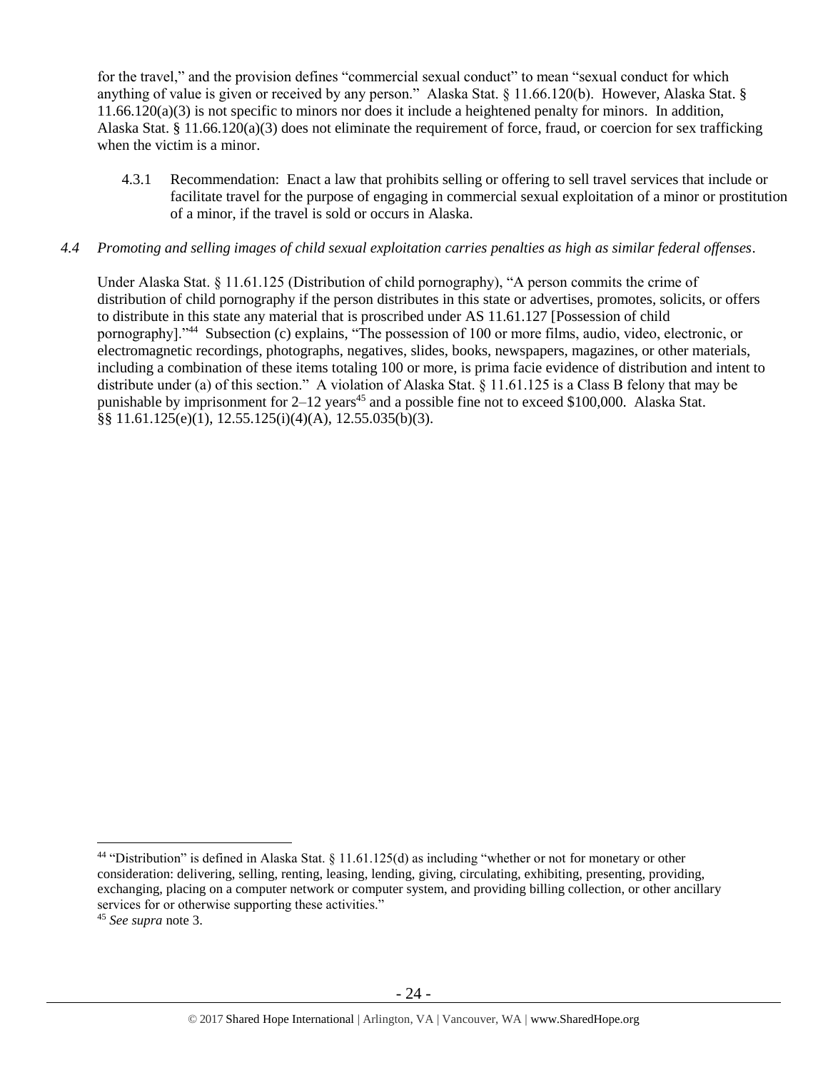for the travel," and the provision defines "commercial sexual conduct" to mean "sexual conduct for which anything of value is given or received by any person." Alaska Stat. § 11.66.120(b). However, Alaska Stat. § 11.66.120(a)(3) is not specific to minors nor does it include a heightened penalty for minors. In addition, Alaska Stat. § 11.66.120(a)(3) does not eliminate the requirement of force, fraud, or coercion for sex trafficking when the victim is a minor.

4.3.1 Recommendation: Enact a law that prohibits selling or offering to sell travel services that include or facilitate travel for the purpose of engaging in commercial sexual exploitation of a minor or prostitution of a minor, if the travel is sold or occurs in Alaska.

*4.4 Promoting and selling images of child sexual exploitation carries penalties as high as similar federal offenses.*

Under Alaska Stat. § 11.61.125 (Distribution of child pornography), "A person commits the crime of distribution of child pornography if the person distributes in this state or advertises, promotes, solicits, or offers to distribute in this state any material that is proscribed under AS 11.61.127 [Possession of child pornography]."[44] Subsection (c) explains, "The possession of 100 or more films, audio, video, electronic, or electromagnetic recordings, photographs, negatives, slides, books, newspapers, magazines, or other materials, including a combination of these items totaling 100 or more, is prima facie evidence of distribution and intent to distribute under (a) of this section." A violation of Alaska Stat. § 11.61.125 is a Class B felony that may be punishable by imprisonment for 2–12 years[45] and a possible fine not to exceed $100,000. Alaska Stat. §§ 11.61.125(e)(1), 12.55.125(i)(4)(A), 12.55.035(b)(3).

---

[44] "Distribution" is defined in Alaska Stat. § 11.61.125(d) as including "whether or not for monetary or other consideration: delivering, selling, renting, leasing, lending, giving, circulating, exhibiting, presenting, providing, exchanging, placing on a computer network or computer system, and providing billing collection, or other ancillary services for or otherwise supporting these activities."

[45] *See supra* note 3.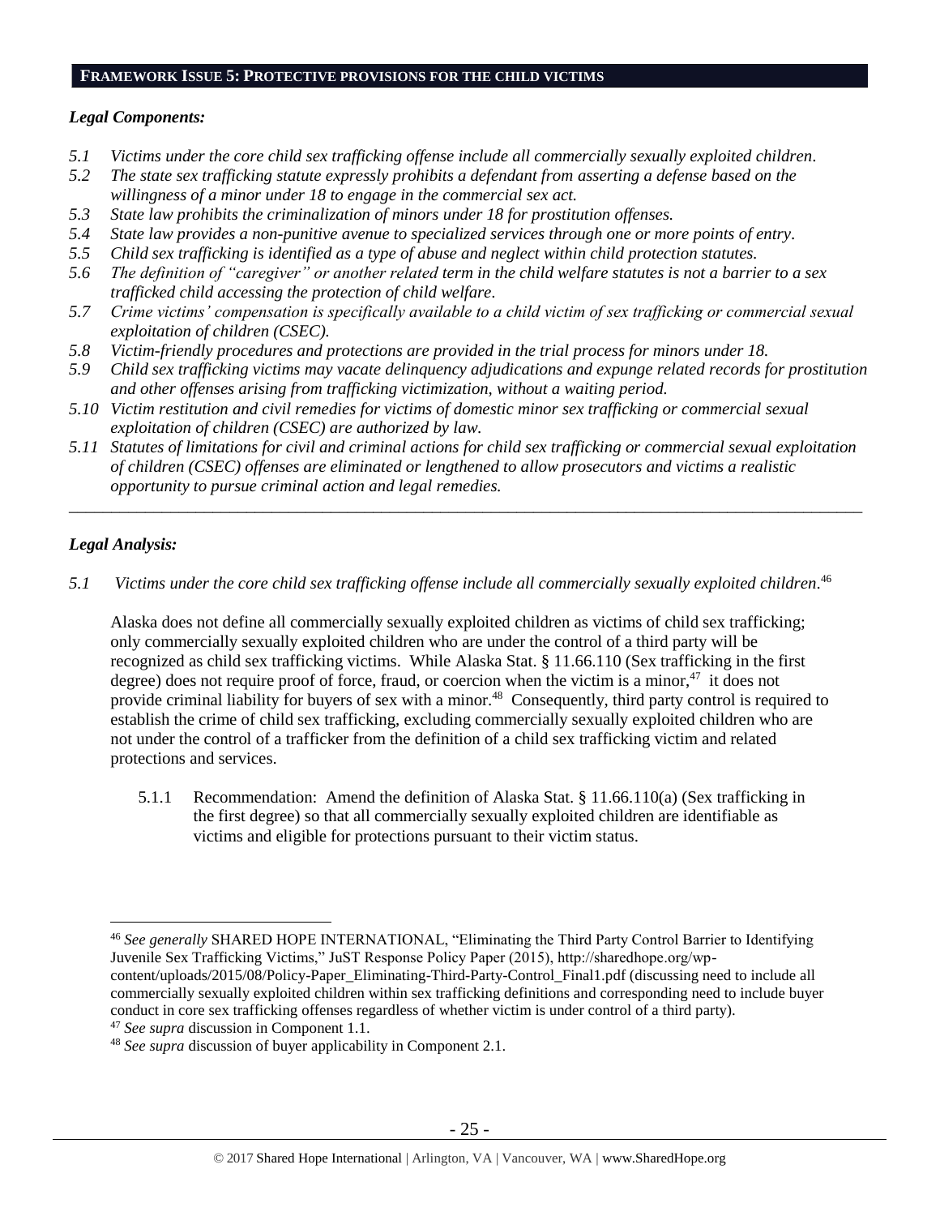## FRAMEWORK ISSUE 5: PROTECTIVE PROVISIONS FOR THE CHILD VICTIMS

### *Legal Components:*

*5.1 Victims under the core child sex trafficking offense include all commercially sexually exploited children.*
*5.2 The state sex trafficking statute expressly prohibits a defendant from asserting a defense based on the willingness of a minor under 18 to engage in the commercial sex act.*
*5.3 State law prohibits the criminalization of minors under 18 for prostitution offenses.*
*5.4 State law provides a non-punitive avenue to specialized services through one or more points of entry.*
*5.5 Child sex trafficking is identified as a type of abuse and neglect within child protection statutes.*
*5.6 The definition of "caregiver" or another related term in the child welfare statutes is not a barrier to a sex trafficked child accessing the protection of child welfare.*
*5.7 Crime victims' compensation is specifically available to a child victim of sex trafficking or commercial sexual exploitation of children (CSEC).*
*5.8 Victim-friendly procedures and protections are provided in the trial process for minors under 18.*
*5.9 Child sex trafficking victims may vacate delinquency adjudications and expunge related records for prostitution and other offenses arising from trafficking victimization, without a waiting period.*
*5.10 Victim restitution and civil remedies for victims of domestic minor sex trafficking or commercial sexual exploitation of children (CSEC) are authorized by law.*
*5.11 Statutes of limitations for civil and criminal actions for child sex trafficking or commercial sexual exploitation of children (CSEC) offenses are eliminated or lengthened to allow prosecutors and victims a realistic opportunity to pursue criminal action and legal remedies.*

---

### *Legal Analysis:*

*5.1 Victims under the core child sex trafficking offense include all commercially sexually exploited children.*[46]

Alaska does not define all commercially sexually exploited children as victims of child sex trafficking; only commercially sexually exploited children who are under the control of a third party will be recognized as child sex trafficking victims. While Alaska Stat. § 11.66.110 (Sex trafficking in the first degree) does not require proof of force, fraud, or coercion when the victim is a minor,[47] it does not provide criminal liability for buyers of sex with a minor.[48] Consequently, third party control is required to establish the crime of child sex trafficking, excluding commercially sexually exploited children who are not under the control of a trafficker from the definition of a child sex trafficking victim and related protections and services.

5.1.1 Recommendation: Amend the definition of Alaska Stat. § 11.66.110(a) (Sex trafficking in the first degree) so that all commercially sexually exploited children are identifiable as victims and eligible for protections pursuant to their victim status.

---

[46] *See generally* SHARED HOPE INTERNATIONAL, "Eliminating the Third Party Control Barrier to Identifying Juvenile Sex Trafficking Victims," JuST Response Policy Paper (2015), http://sharedhope.org/wp-content/uploads/2015/08/Policy-Paper_Eliminating-Third-Party-Control_Final1.pdf (discussing need to include all commercially sexually exploited children within sex trafficking definitions and corresponding need to include buyer conduct in core sex trafficking offenses regardless of whether victim is under control of a third party).
[47] *See supra* discussion in Component 1.1.
[48] *See supra* discussion of buyer applicability in Component 2.1.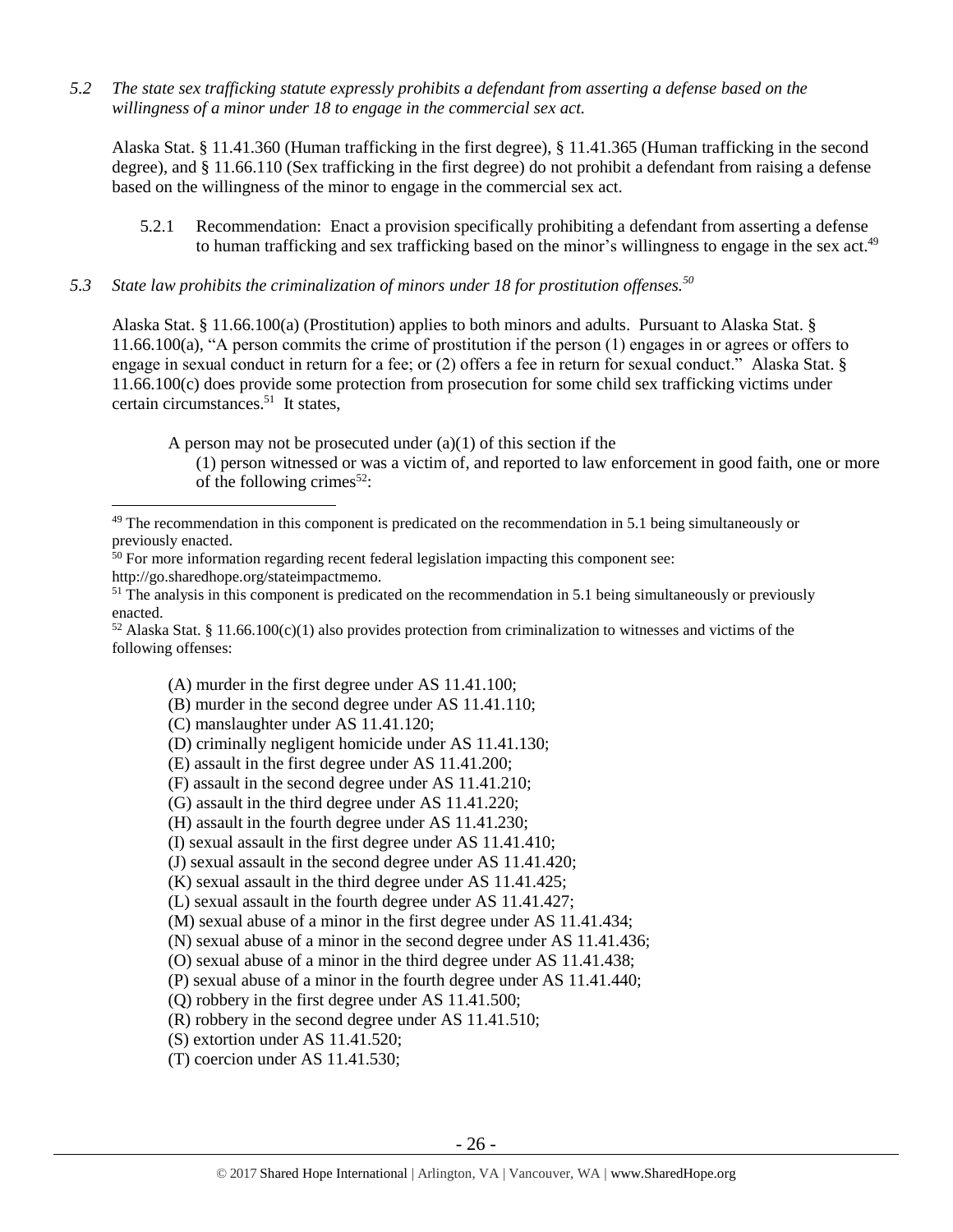*5.2 The state sex trafficking statute expressly prohibits a defendant from asserting a defense based on the willingness of a minor under 18 to engage in the commercial sex act.*

Alaska Stat. § 11.41.360 (Human trafficking in the first degree), § 11.41.365 (Human trafficking in the second degree), and § 11.66.110 (Sex trafficking in the first degree) do not prohibit a defendant from raising a defense based on the willingness of the minor to engage in the commercial sex act.

5.2.1 Recommendation: Enact a provision specifically prohibiting a defendant from asserting a defense to human trafficking and sex trafficking based on the minor's willingness to engage in the sex act.[49]

*5.3 State law prohibits the criminalization of minors under 18 for prostitution offenses.[50]*

Alaska Stat. § 11.66.100(a) (Prostitution) applies to both minors and adults. Pursuant to Alaska Stat. § 11.66.100(a), "A person commits the crime of prostitution if the person (1) engages in or agrees or offers to engage in sexual conduct in return for a fee; or (2) offers a fee in return for sexual conduct." Alaska Stat. § 11.66.100(c) does provide some protection from prosecution for some child sex trafficking victims under certain circumstances.[51] It states,

> A person may not be prosecuted under (a)(1) of this section if the
>
> (1) person witnessed or was a victim of, and reported to law enforcement in good faith, one or more of the following crimes[52]:

---

[49] The recommendation in this component is predicated on the recommendation in 5.1 being simultaneously or previously enacted.

[50] For more information regarding recent federal legislation impacting this component see: http://go.sharedhope.org/stateimpactmemo.

[51] The analysis in this component is predicated on the recommendation in 5.1 being simultaneously or previously enacted.

[52] Alaska Stat. § 11.66.100(c)(1) also provides protection from criminalization to witnesses and victims of the following offenses:

> (A) murder in the first degree under AS 11.41.100;
> (B) murder in the second degree under AS 11.41.110;
> (C) manslaughter under AS 11.41.120;
> (D) criminally negligent homicide under AS 11.41.130;
> (E) assault in the first degree under AS 11.41.200;
> (F) assault in the second degree under AS 11.41.210;
> (G) assault in the third degree under AS 11.41.220;
> (H) assault in the fourth degree under AS 11.41.230;
> (I) sexual assault in the first degree under AS 11.41.410;
> (J) sexual assault in the second degree under AS 11.41.420;
> (K) sexual assault in the third degree under AS 11.41.425;
> (L) sexual assault in the fourth degree under AS 11.41.427;
> (M) sexual abuse of a minor in the first degree under AS 11.41.434;
> (N) sexual abuse of a minor in the second degree under AS 11.41.436;
> (O) sexual abuse of a minor in the third degree under AS 11.41.438;
> (P) sexual abuse of a minor in the fourth degree under AS 11.41.440;
> (Q) robbery in the first degree under AS 11.41.500;
> (R) robbery in the second degree under AS 11.41.510;
> (S) extortion under AS 11.41.520;
> (T) coercion under AS 11.41.530;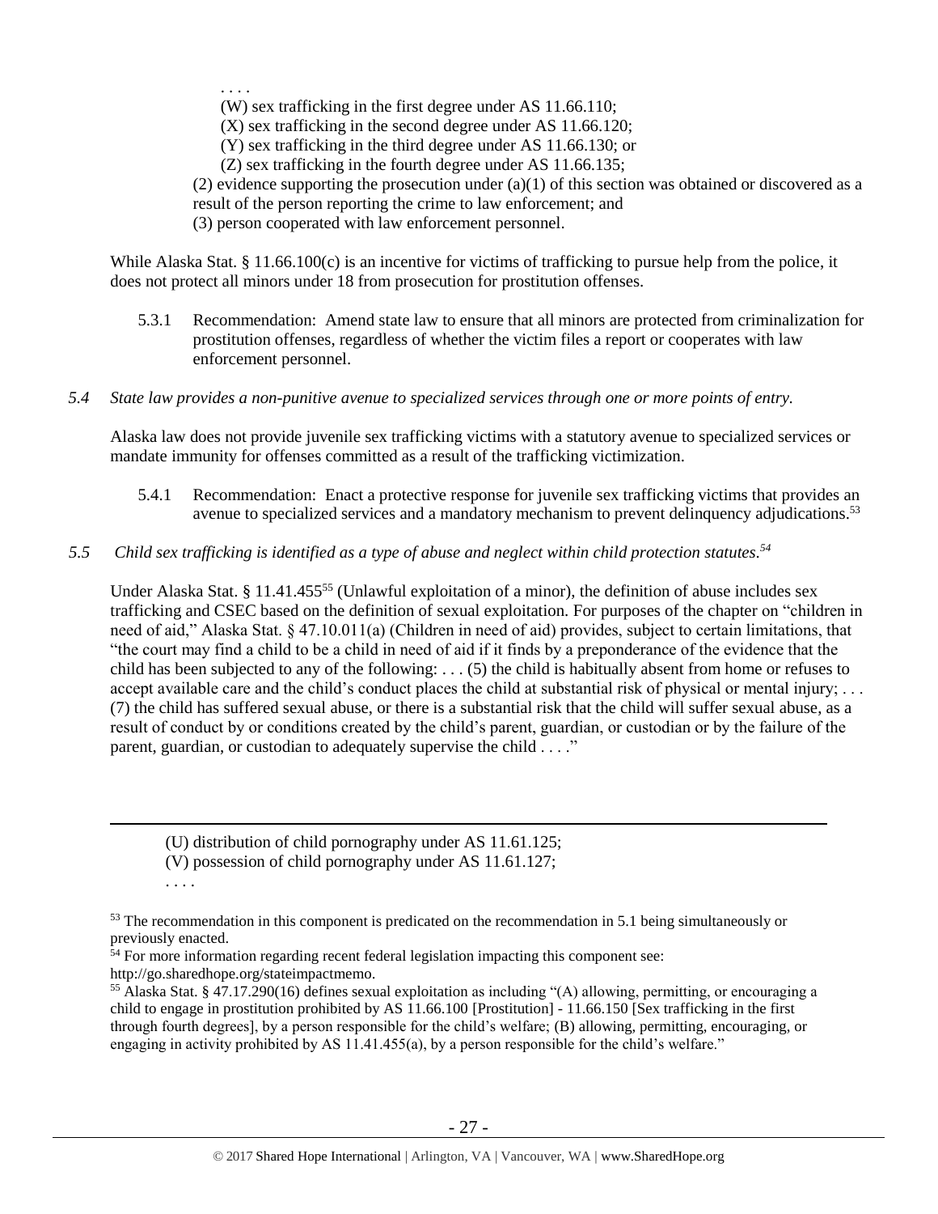. . . .

(W) sex trafficking in the first degree under AS 11.66.110;

(X) sex trafficking in the second degree under AS 11.66.120;

(Y) sex trafficking in the third degree under AS 11.66.130; or

(Z) sex trafficking in the fourth degree under AS 11.66.135;

(2) evidence supporting the prosecution under (a)(1) of this section was obtained or discovered as a result of the person reporting the crime to law enforcement; and

(3) person cooperated with law enforcement personnel.

While Alaska Stat. § 11.66.100(c) is an incentive for victims of trafficking to pursue help from the police, it does not protect all minors under 18 from prosecution for prostitution offenses.

5.3.1 Recommendation: Amend state law to ensure that all minors are protected from criminalization for prostitution offenses, regardless of whether the victim files a report or cooperates with law enforcement personnel.

*5.4 State law provides a non-punitive avenue to specialized services through one or more points of entry.*

Alaska law does not provide juvenile sex trafficking victims with a statutory avenue to specialized services or mandate immunity for offenses committed as a result of the trafficking victimization.

5.4.1 Recommendation: Enact a protective response for juvenile sex trafficking victims that provides an avenue to specialized services and a mandatory mechanism to prevent delinquency adjudications.[53]

*5.5 Child sex trafficking is identified as a type of abuse and neglect within child protection statutes.[54]*

Under Alaska Stat. § 11.41.455[55] (Unlawful exploitation of a minor), the definition of abuse includes sex trafficking and CSEC based on the definition of sexual exploitation. For purposes of the chapter on "children in need of aid," Alaska Stat. § 47.10.011(a) (Children in need of aid) provides, subject to certain limitations, that "the court may find a child to be a child in need of aid if it finds by a preponderance of the evidence that the child has been subjected to any of the following: . . . (5) the child is habitually absent from home or refuses to accept available care and the child's conduct places the child at substantial risk of physical or mental injury; . . . (7) the child has suffered sexual abuse, or there is a substantial risk that the child will suffer sexual abuse, as a result of conduct by or conditions created by the child's parent, guardian, or custodian or by the failure of the parent, guardian, or custodian to adequately supervise the child . . . ."

---

(U) distribution of child pornography under AS 11.61.125;

(V) possession of child pornography under AS 11.61.127;

. . . .

[53] The recommendation in this component is predicated on the recommendation in 5.1 being simultaneously or previously enacted.

[54] For more information regarding recent federal legislation impacting this component see: http://go.sharedhope.org/stateimpactmemo.

[55] Alaska Stat. § 47.17.290(16) defines sexual exploitation as including "(A) allowing, permitting, or encouraging a child to engage in prostitution prohibited by AS 11.66.100 [Prostitution] - 11.66.150 [Sex trafficking in the first through fourth degrees], by a person responsible for the child's welfare; (B) allowing, permitting, encouraging, or engaging in activity prohibited by AS 11.41.455(a), by a person responsible for the child's welfare."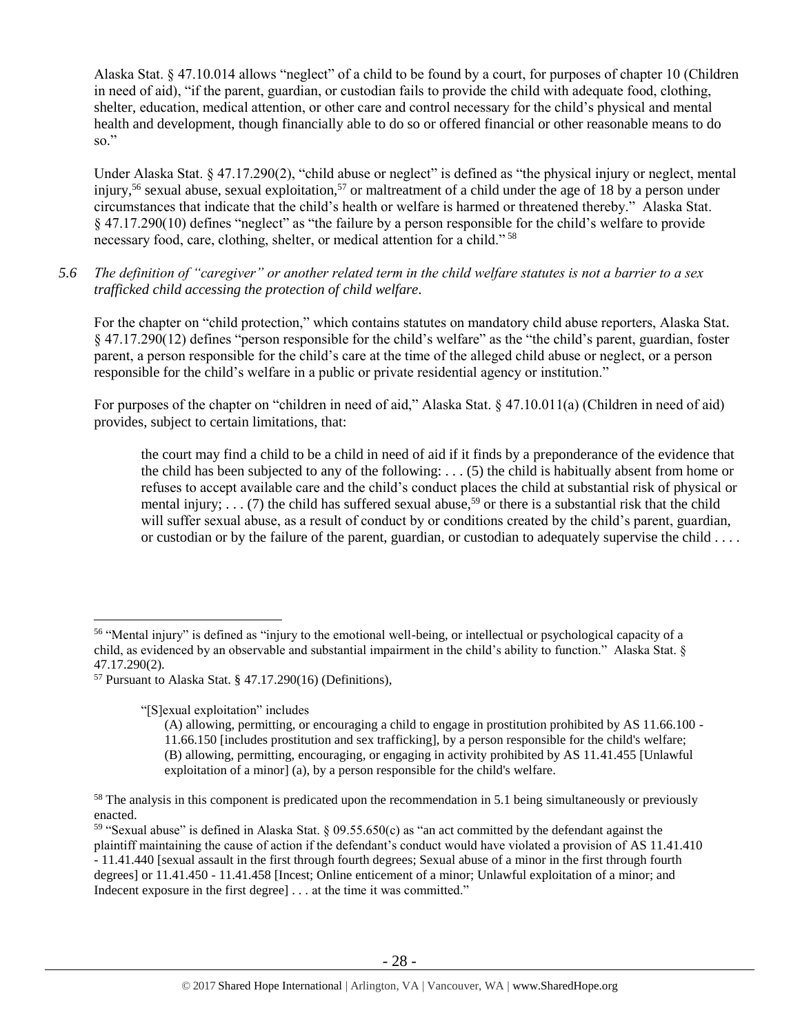Alaska Stat. § 47.10.014 allows "neglect" of a child to be found by a court, for purposes of chapter 10 (Children in need of aid), "if the parent, guardian, or custodian fails to provide the child with adequate food, clothing, shelter, education, medical attention, or other care and control necessary for the child's physical and mental health and development, though financially able to do so or offered financial or other reasonable means to do so."

Under Alaska Stat. § 47.17.290(2), "child abuse or neglect" is defined as "the physical injury or neglect, mental injury,[56] sexual abuse, sexual exploitation,[57] or maltreatment of a child under the age of 18 by a person under circumstances that indicate that the child's health or welfare is harmed or threatened thereby." Alaska Stat. § 47.17.290(10) defines "neglect" as "the failure by a person responsible for the child's welfare to provide necessary food, care, clothing, shelter, or medical attention for a child." [58]

*5.6 The definition of "caregiver" or another related term in the child welfare statutes is not a barrier to a sex trafficked child accessing the protection of child welfare.*

For the chapter on "child protection," which contains statutes on mandatory child abuse reporters, Alaska Stat. § 47.17.290(12) defines "person responsible for the child's welfare" as the "the child's parent, guardian, foster parent, a person responsible for the child's care at the time of the alleged child abuse or neglect, or a person responsible for the child's welfare in a public or private residential agency or institution."

For purposes of the chapter on "children in need of aid," Alaska Stat. § 47.10.011(a) (Children in need of aid) provides, subject to certain limitations, that:

> the court may find a child to be a child in need of aid if it finds by a preponderance of the evidence that the child has been subjected to any of the following: . . . (5) the child is habitually absent from home or refuses to accept available care and the child's conduct places the child at substantial risk of physical or mental injury; . . . (7) the child has suffered sexual abuse,[59] or there is a substantial risk that the child will suffer sexual abuse, as a result of conduct by or conditions created by the child's parent, guardian, or custodian or by the failure of the parent, guardian, or custodian to adequately supervise the child . . . .

---

[56] "Mental injury" is defined as "injury to the emotional well-being, or intellectual or psychological capacity of a child, as evidenced by an observable and substantial impairment in the child's ability to function." Alaska Stat. § 47.17.290(2).

[57] Pursuant to Alaska Stat. § 47.17.290(16) (Definitions),

> "[S]exual exploitation" includes
>
> (A) allowing, permitting, or encouraging a child to engage in prostitution prohibited by AS 11.66.100 - 11.66.150 [includes prostitution and sex trafficking], by a person responsible for the child's welfare;
> (B) allowing, permitting, encouraging, or engaging in activity prohibited by AS 11.41.455 [Unlawful exploitation of a minor] (a), by a person responsible for the child's welfare.

[58] The analysis in this component is predicated upon the recommendation in 5.1 being simultaneously or previously enacted.

[59] "Sexual abuse" is defined in Alaska Stat. § 09.55.650(c) as "an act committed by the defendant against the plaintiff maintaining the cause of action if the defendant's conduct would have violated a provision of AS 11.41.410 - 11.41.440 [sexual assault in the first through fourth degrees; Sexual abuse of a minor in the first through fourth degrees] or 11.41.450 - 11.41.458 [Incest; Online enticement of a minor; Unlawful exploitation of a minor; and Indecent exposure in the first degree] . . . at the time it was committed."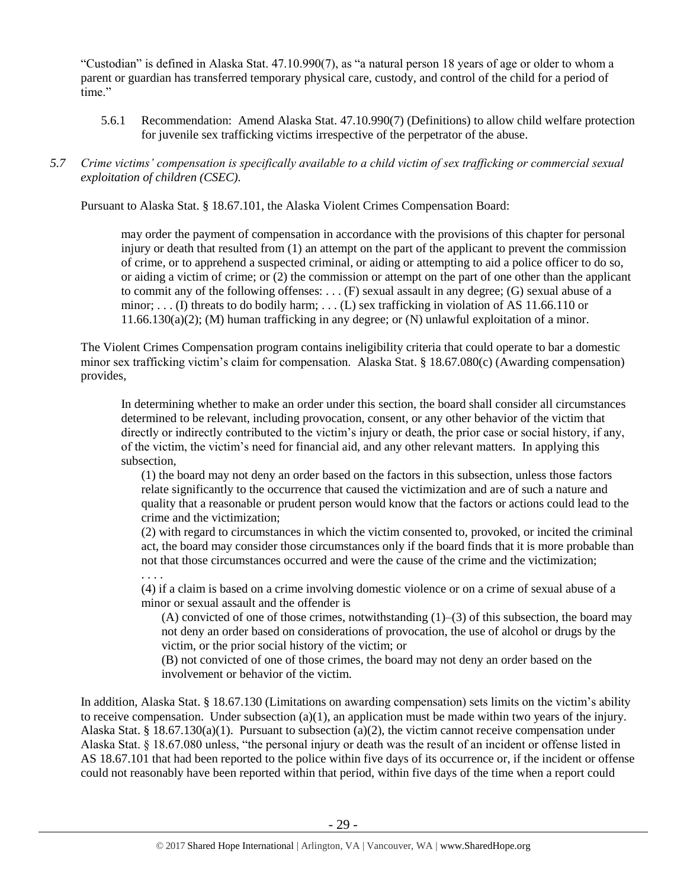"Custodian" is defined in Alaska Stat. 47.10.990(7), as "a natural person 18 years of age or older to whom a parent or guardian has transferred temporary physical care, custody, and control of the child for a period of time."

5.6.1 Recommendation: Amend Alaska Stat. 47.10.990(7) (Definitions) to allow child welfare protection for juvenile sex trafficking victims irrespective of the perpetrator of the abuse.

*5.7 Crime victims' compensation is specifically available to a child victim of sex trafficking or commercial sexual exploitation of children (CSEC).*

Pursuant to Alaska Stat. § 18.67.101, the Alaska Violent Crimes Compensation Board:

> may order the payment of compensation in accordance with the provisions of this chapter for personal injury or death that resulted from (1) an attempt on the part of the applicant to prevent the commission of crime, or to apprehend a suspected criminal, or aiding or attempting to aid a police officer to do so, or aiding a victim of crime; or (2) the commission or attempt on the part of one other than the applicant to commit any of the following offenses: . . . (F) sexual assault in any degree; (G) sexual abuse of a minor; . . . (I) threats to do bodily harm; . . . (L) sex trafficking in violation of AS 11.66.110 or 11.66.130(a)(2); (M) human trafficking in any degree; or (N) unlawful exploitation of a minor.

The Violent Crimes Compensation program contains ineligibility criteria that could operate to bar a domestic minor sex trafficking victim's claim for compensation. Alaska Stat. § 18.67.080(c) (Awarding compensation) provides,

> In determining whether to make an order under this section, the board shall consider all circumstances determined to be relevant, including provocation, consent, or any other behavior of the victim that directly or indirectly contributed to the victim's injury or death, the prior case or social history, if any, of the victim, the victim's need for financial aid, and any other relevant matters. In applying this subsection,
>
> (1) the board may not deny an order based on the factors in this subsection, unless those factors relate significantly to the occurrence that caused the victimization and are of such a nature and quality that a reasonable or prudent person would know that the factors or actions could lead to the crime and the victimization;
>
> (2) with regard to circumstances in which the victim consented to, provoked, or incited the criminal act, the board may consider those circumstances only if the board finds that it is more probable than not that those circumstances occurred and were the cause of the crime and the victimization;
>
> . . . .
>
> (4) if a claim is based on a crime involving domestic violence or on a crime of sexual abuse of a minor or sexual assault and the offender is
>
> (A) convicted of one of those crimes, notwithstanding (1)–(3) of this subsection, the board may not deny an order based on considerations of provocation, the use of alcohol or drugs by the victim, or the prior social history of the victim; or
>
> (B) not convicted of one of those crimes, the board may not deny an order based on the involvement or behavior of the victim.

In addition, Alaska Stat. § 18.67.130 (Limitations on awarding compensation) sets limits on the victim's ability to receive compensation. Under subsection (a)(1), an application must be made within two years of the injury. Alaska Stat. § 18.67.130(a)(1). Pursuant to subsection (a)(2), the victim cannot receive compensation under Alaska Stat. § 18.67.080 unless, "the personal injury or death was the result of an incident or offense listed in AS 18.67.101 that had been reported to the police within five days of its occurrence or, if the incident or offense could not reasonably have been reported within that period, within five days of the time when a report could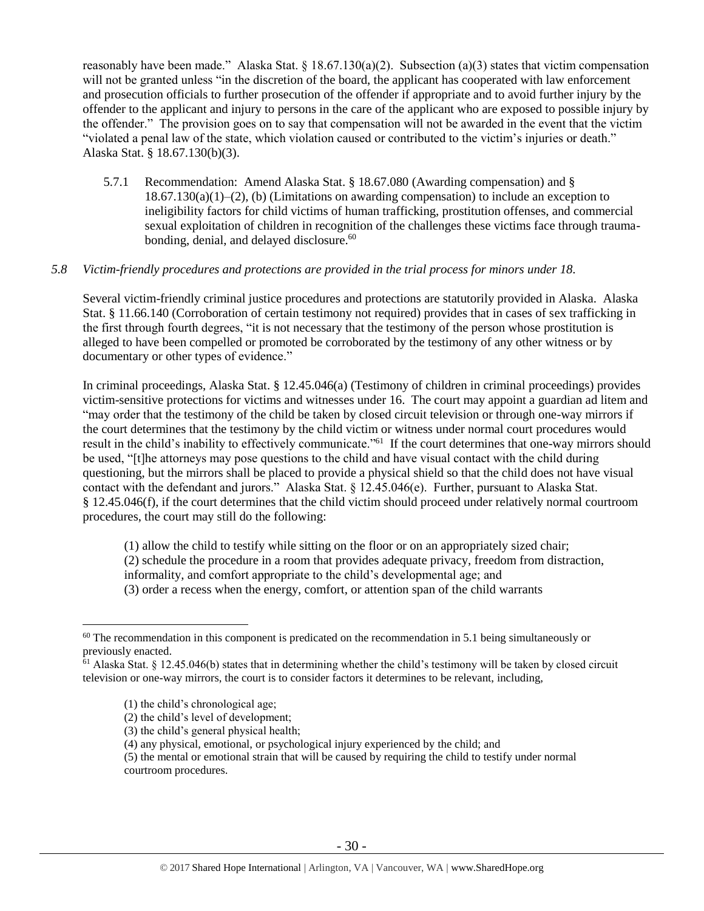reasonably have been made." Alaska Stat. § 18.67.130(a)(2). Subsection (a)(3) states that victim compensation will not be granted unless "in the discretion of the board, the applicant has cooperated with law enforcement and prosecution officials to further prosecution of the offender if appropriate and to avoid further injury by the offender to the applicant and injury to persons in the care of the applicant who are exposed to possible injury by the offender." The provision goes on to say that compensation will not be awarded in the event that the victim "violated a penal law of the state, which violation caused or contributed to the victim's injuries or death." Alaska Stat. § 18.67.130(b)(3).

5.7.1 Recommendation: Amend Alaska Stat. § 18.67.080 (Awarding compensation) and § 18.67.130(a)(1)–(2), (b) (Limitations on awarding compensation) to include an exception to ineligibility factors for child victims of human trafficking, prostitution offenses, and commercial sexual exploitation of children in recognition of the challenges these victims face through trauma-bonding, denial, and delayed disclosure.[60]

*5.8 Victim-friendly procedures and protections are provided in the trial process for minors under 18.*

Several victim-friendly criminal justice procedures and protections are statutorily provided in Alaska. Alaska Stat. § 11.66.140 (Corroboration of certain testimony not required) provides that in cases of sex trafficking in the first through fourth degrees, "it is not necessary that the testimony of the person whose prostitution is alleged to have been compelled or promoted be corroborated by the testimony of any other witness or by documentary or other types of evidence."

In criminal proceedings, Alaska Stat. § 12.45.046(a) (Testimony of children in criminal proceedings) provides victim-sensitive protections for victims and witnesses under 16. The court may appoint a guardian ad litem and "may order that the testimony of the child be taken by closed circuit television or through one-way mirrors if the court determines that the testimony by the child victim or witness under normal court procedures would result in the child's inability to effectively communicate."[61] If the court determines that one-way mirrors should be used, "[t]he attorneys may pose questions to the child and have visual contact with the child during questioning, but the mirrors shall be placed to provide a physical shield so that the child does not have visual contact with the defendant and jurors." Alaska Stat. § 12.45.046(e). Further, pursuant to Alaska Stat. § 12.45.046(f), if the court determines that the child victim should proceed under relatively normal courtroom procedures, the court may still do the following:

(1) allow the child to testify while sitting on the floor or on an appropriately sized chair;
(2) schedule the procedure in a room that provides adequate privacy, freedom from distraction, informality, and comfort appropriate to the child's developmental age; and
(3) order a recess when the energy, comfort, or attention span of the child warrants

---

[60] The recommendation in this component is predicated on the recommendation in 5.1 being simultaneously or previously enacted.

[61] Alaska Stat. § 12.45.046(b) states that in determining whether the child's testimony will be taken by closed circuit television or one-way mirrors, the court is to consider factors it determines to be relevant, including,

(1) the child's chronological age;
(2) the child's level of development;
(3) the child's general physical health;
(4) any physical, emotional, or psychological injury experienced by the child; and
(5) the mental or emotional strain that will be caused by requiring the child to testify under normal courtroom procedures.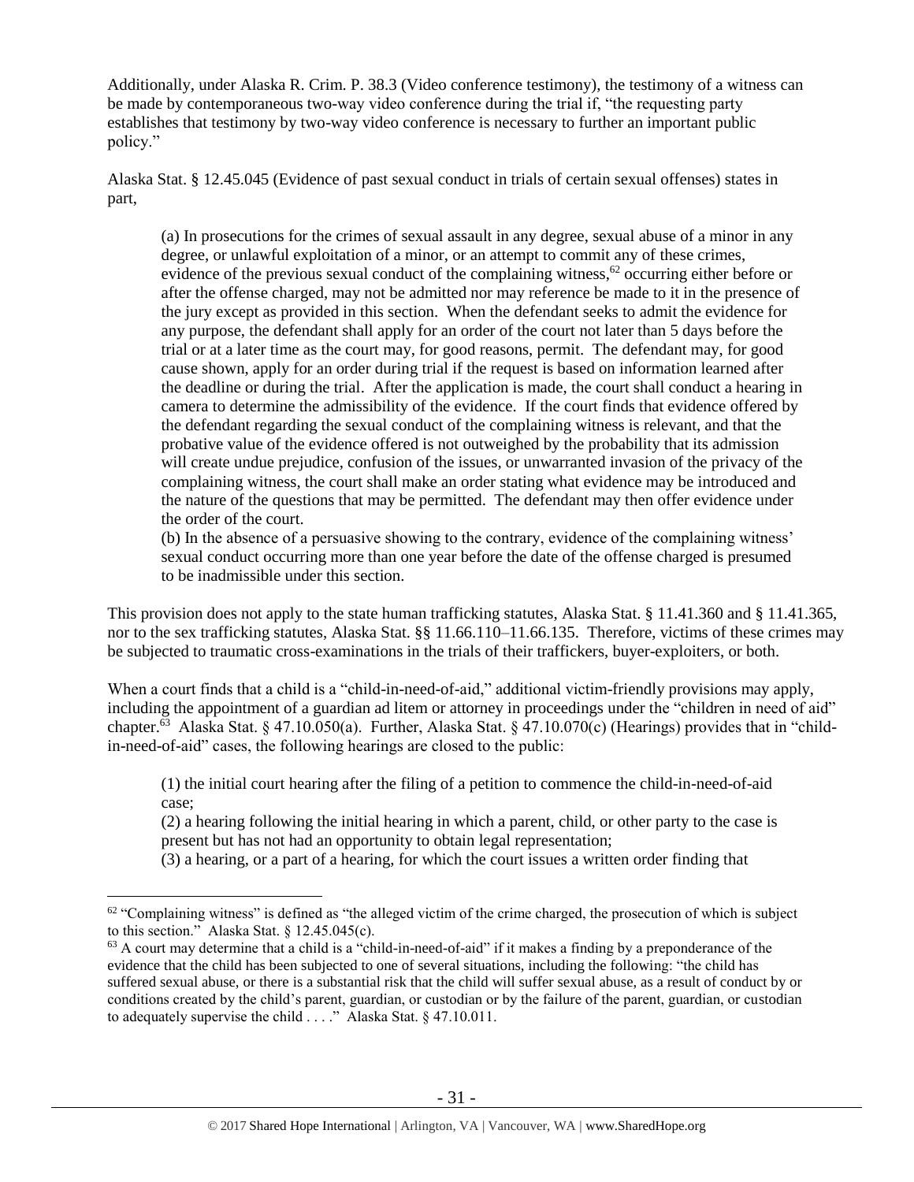Additionally, under Alaska R. Crim. P. 38.3 (Video conference testimony), the testimony of a witness can be made by contemporaneous two-way video conference during the trial if, "the requesting party establishes that testimony by two-way video conference is necessary to further an important public policy."

Alaska Stat. § 12.45.045 (Evidence of past sexual conduct in trials of certain sexual offenses) states in part,

> (a) In prosecutions for the crimes of sexual assault in any degree, sexual abuse of a minor in any degree, or unlawful exploitation of a minor, or an attempt to commit any of these crimes, evidence of the previous sexual conduct of the complaining witness,[62] occurring either before or after the offense charged, may not be admitted nor may reference be made to it in the presence of the jury except as provided in this section. When the defendant seeks to admit the evidence for any purpose, the defendant shall apply for an order of the court not later than 5 days before the trial or at a later time as the court may, for good reasons, permit. The defendant may, for good cause shown, apply for an order during trial if the request is based on information learned after the deadline or during the trial. After the application is made, the court shall conduct a hearing in camera to determine the admissibility of the evidence. If the court finds that evidence offered by the defendant regarding the sexual conduct of the complaining witness is relevant, and that the probative value of the evidence offered is not outweighed by the probability that its admission will create undue prejudice, confusion of the issues, or unwarranted invasion of the privacy of the complaining witness, the court shall make an order stating what evidence may be introduced and the nature of the questions that may be permitted. The defendant may then offer evidence under the order of the court.
>
> (b) In the absence of a persuasive showing to the contrary, evidence of the complaining witness' sexual conduct occurring more than one year before the date of the offense charged is presumed to be inadmissible under this section.

This provision does not apply to the state human trafficking statutes, Alaska Stat. § 11.41.360 and § 11.41.365, nor to the sex trafficking statutes, Alaska Stat. §§ 11.66.110–11.66.135. Therefore, victims of these crimes may be subjected to traumatic cross-examinations in the trials of their traffickers, buyer-exploiters, or both.

When a court finds that a child is a "child-in-need-of-aid," additional victim-friendly provisions may apply, including the appointment of a guardian ad litem or attorney in proceedings under the "children in need of aid" chapter.[63] Alaska Stat. § 47.10.050(a). Further, Alaska Stat. § 47.10.070(c) (Hearings) provides that in "child-in-need-of-aid" cases, the following hearings are closed to the public:

> (1) the initial court hearing after the filing of a petition to commence the child-in-need-of-aid case;
>
> (2) a hearing following the initial hearing in which a parent, child, or other party to the case is present but has not had an opportunity to obtain legal representation;
>
> (3) a hearing, or a part of a hearing, for which the court issues a written order finding that

---

[62] "Complaining witness" is defined as "the alleged victim of the crime charged, the prosecution of which is subject to this section." Alaska Stat. § 12.45.045(c).

[63] A court may determine that a child is a "child-in-need-of-aid" if it makes a finding by a preponderance of the evidence that the child has been subjected to one of several situations, including the following: "the child has suffered sexual abuse, or there is a substantial risk that the child will suffer sexual abuse, as a result of conduct by or conditions created by the child's parent, guardian, or custodian or by the failure of the parent, guardian, or custodian to adequately supervise the child . . . ." Alaska Stat. § 47.10.011.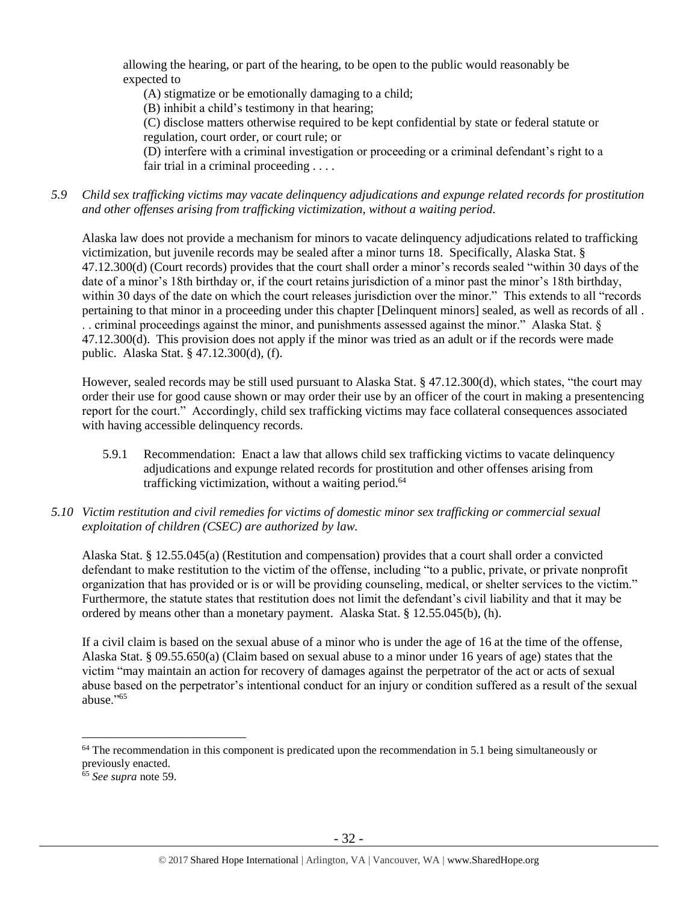allowing the hearing, or part of the hearing, to be open to the public would reasonably be expected to

(A) stigmatize or be emotionally damaging to a child;
(B) inhibit a child's testimony in that hearing;
(C) disclose matters otherwise required to be kept confidential by state or federal statute or regulation, court order, or court rule; or
(D) interfere with a criminal investigation or proceeding or a criminal defendant's right to a fair trial in a criminal proceeding . . . .

*5.9 Child sex trafficking victims may vacate delinquency adjudications and expunge related records for prostitution and other offenses arising from trafficking victimization, without a waiting period.*

Alaska law does not provide a mechanism for minors to vacate delinquency adjudications related to trafficking victimization, but juvenile records may be sealed after a minor turns 18. Specifically, Alaska Stat. § 47.12.300(d) (Court records) provides that the court shall order a minor's records sealed "within 30 days of the date of a minor's 18th birthday or, if the court retains jurisdiction of a minor past the minor's 18th birthday, within 30 days of the date on which the court releases jurisdiction over the minor." This extends to all "records pertaining to that minor in a proceeding under this chapter [Delinquent minors] sealed, as well as records of all . . . criminal proceedings against the minor, and punishments assessed against the minor." Alaska Stat. § 47.12.300(d). This provision does not apply if the minor was tried as an adult or if the records were made public. Alaska Stat. § 47.12.300(d), (f).

However, sealed records may be still used pursuant to Alaska Stat. § 47.12.300(d), which states, "the court may order their use for good cause shown or may order their use by an officer of the court in making a presentencing report for the court." Accordingly, child sex trafficking victims may face collateral consequences associated with having accessible delinquency records.

5.9.1 Recommendation: Enact a law that allows child sex trafficking victims to vacate delinquency adjudications and expunge related records for prostitution and other offenses arising from trafficking victimization, without a waiting period.[64]

*5.10 Victim restitution and civil remedies for victims of domestic minor sex trafficking or commercial sexual exploitation of children (CSEC) are authorized by law.*

Alaska Stat. § 12.55.045(a) (Restitution and compensation) provides that a court shall order a convicted defendant to make restitution to the victim of the offense, including "to a public, private, or private nonprofit organization that has provided or is or will be providing counseling, medical, or shelter services to the victim." Furthermore, the statute states that restitution does not limit the defendant's civil liability and that it may be ordered by means other than a monetary payment. Alaska Stat. § 12.55.045(b), (h).

If a civil claim is based on the sexual abuse of a minor who is under the age of 16 at the time of the offense, Alaska Stat. § 09.55.650(a) (Claim based on sexual abuse to a minor under 16 years of age) states that the victim "may maintain an action for recovery of damages against the perpetrator of the act or acts of sexual abuse based on the perpetrator's intentional conduct for an injury or condition suffered as a result of the sexual abuse."[65]

---

[64] The recommendation in this component is predicated upon the recommendation in 5.1 being simultaneously or previously enacted.

[65] *See supra* note 59.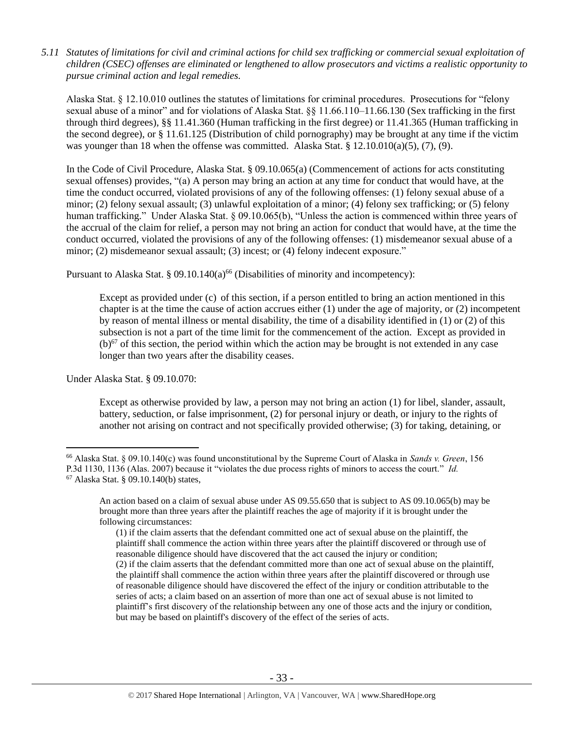*5.11 Statutes of limitations for civil and criminal actions for child sex trafficking or commercial sexual exploitation of children (CSEC) offenses are eliminated or lengthened to allow prosecutors and victims a realistic opportunity to pursue criminal action and legal remedies.*

Alaska Stat. § 12.10.010 outlines the statutes of limitations for criminal procedures. Prosecutions for "felony sexual abuse of a minor" and for violations of Alaska Stat. §§ 11.66.110–11.66.130 (Sex trafficking in the first through third degrees), §§ 11.41.360 (Human trafficking in the first degree) or 11.41.365 (Human trafficking in the second degree), or § 11.61.125 (Distribution of child pornography) may be brought at any time if the victim was younger than 18 when the offense was committed. Alaska Stat. § 12.10.010(a)(5), (7), (9).

In the Code of Civil Procedure, Alaska Stat. § 09.10.065(a) (Commencement of actions for acts constituting sexual offenses) provides, "(a) A person may bring an action at any time for conduct that would have, at the time the conduct occurred, violated provisions of any of the following offenses: (1) felony sexual abuse of a minor; (2) felony sexual assault; (3) unlawful exploitation of a minor; (4) felony sex trafficking; or (5) felony human trafficking." Under Alaska Stat. § 09.10.065(b), "Unless the action is commenced within three years of the accrual of the claim for relief, a person may not bring an action for conduct that would have, at the time the conduct occurred, violated the provisions of any of the following offenses: (1) misdemeanor sexual abuse of a minor; (2) misdemeanor sexual assault; (3) incest; or (4) felony indecent exposure."

Pursuant to Alaska Stat. § 09.10.140(a)[66] (Disabilities of minority and incompetency):

> Except as provided under (c) of this section, if a person entitled to bring an action mentioned in this chapter is at the time the cause of action accrues either (1) under the age of majority, or (2) incompetent by reason of mental illness or mental disability, the time of a disability identified in (1) or (2) of this subsection is not a part of the time limit for the commencement of the action. Except as provided in (b)[67] of this section, the period within which the action may be brought is not extended in any case longer than two years after the disability ceases.

Under Alaska Stat. § 09.10.070:

> Except as otherwise provided by law, a person may not bring an action (1) for libel, slander, assault, battery, seduction, or false imprisonment, (2) for personal injury or death, or injury to the rights of another not arising on contract and not specifically provided otherwise; (3) for taking, detaining, or

---

[66] Alaska Stat. § 09.10.140(c) was found unconstitutional by the Supreme Court of Alaska in *Sands v. Green*, 156 P.3d 1130, 1136 (Alas. 2007) because it "violates the due process rights of minors to access the court." *Id.*

[67] Alaska Stat. § 09.10.140(b) states,

> An action based on a claim of sexual abuse under AS 09.55.650 that is subject to AS 09.10.065(b) may be brought more than three years after the plaintiff reaches the age of majority if it is brought under the following circumstances:
>
> (1) if the claim asserts that the defendant committed one act of sexual abuse on the plaintiff, the plaintiff shall commence the action within three years after the plaintiff discovered or through use of reasonable diligence should have discovered that the act caused the injury or condition;
>
> (2) if the claim asserts that the defendant committed more than one act of sexual abuse on the plaintiff, the plaintiff shall commence the action within three years after the plaintiff discovered or through use of reasonable diligence should have discovered the effect of the injury or condition attributable to the series of acts; a claim based on an assertion of more than one act of sexual abuse is not limited to plaintiff's first discovery of the relationship between any one of those acts and the injury or condition, but may be based on plaintiff's discovery of the effect of the series of acts.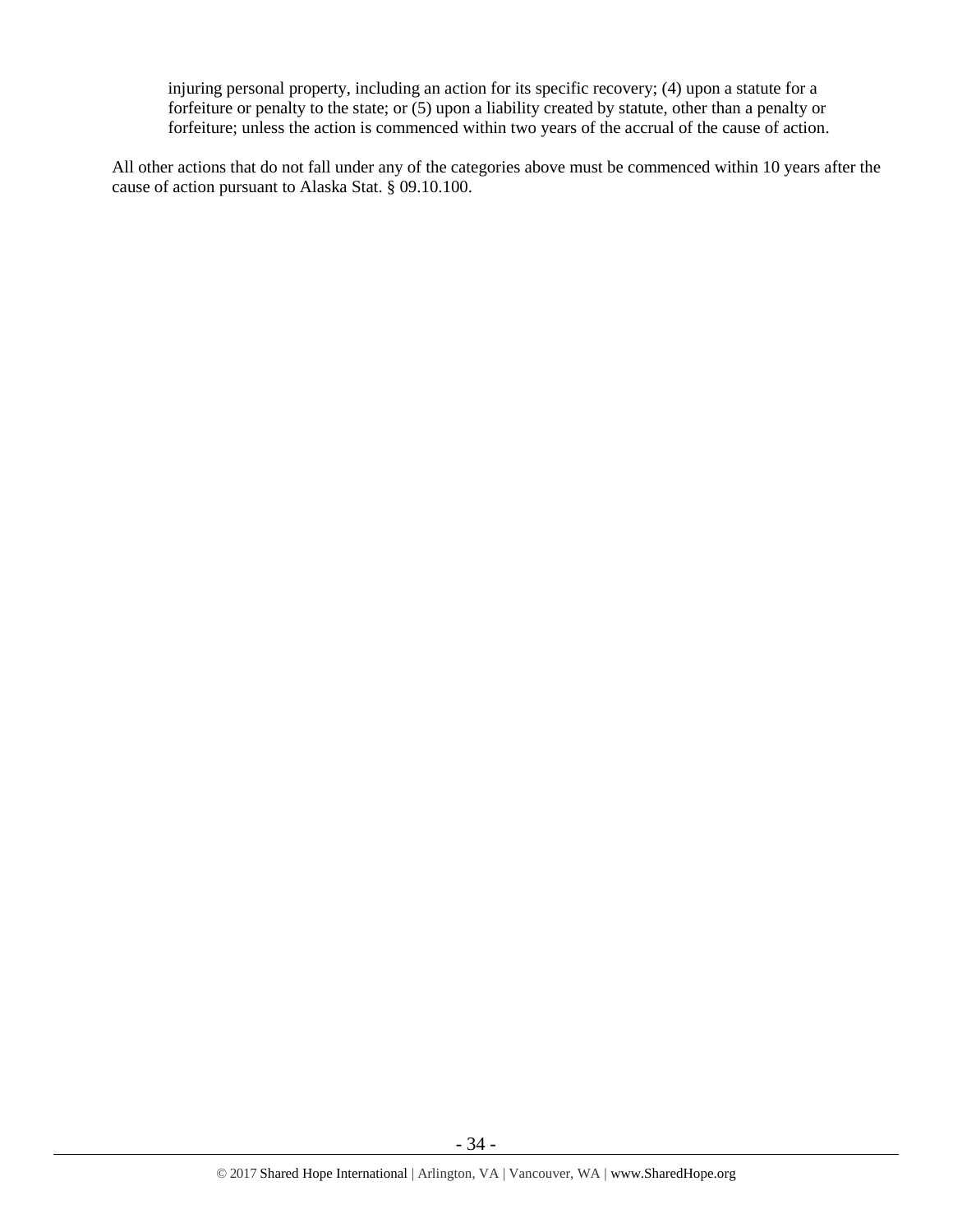> injuring personal property, including an action for its specific recovery; (4) upon a statute for a forfeiture or penalty to the state; or (5) upon a liability created by statute, other than a penalty or forfeiture; unless the action is commenced within two years of the accrual of the cause of action.

All other actions that do not fall under any of the categories above must be commenced within 10 years after the cause of action pursuant to Alaska Stat. § 09.10.100.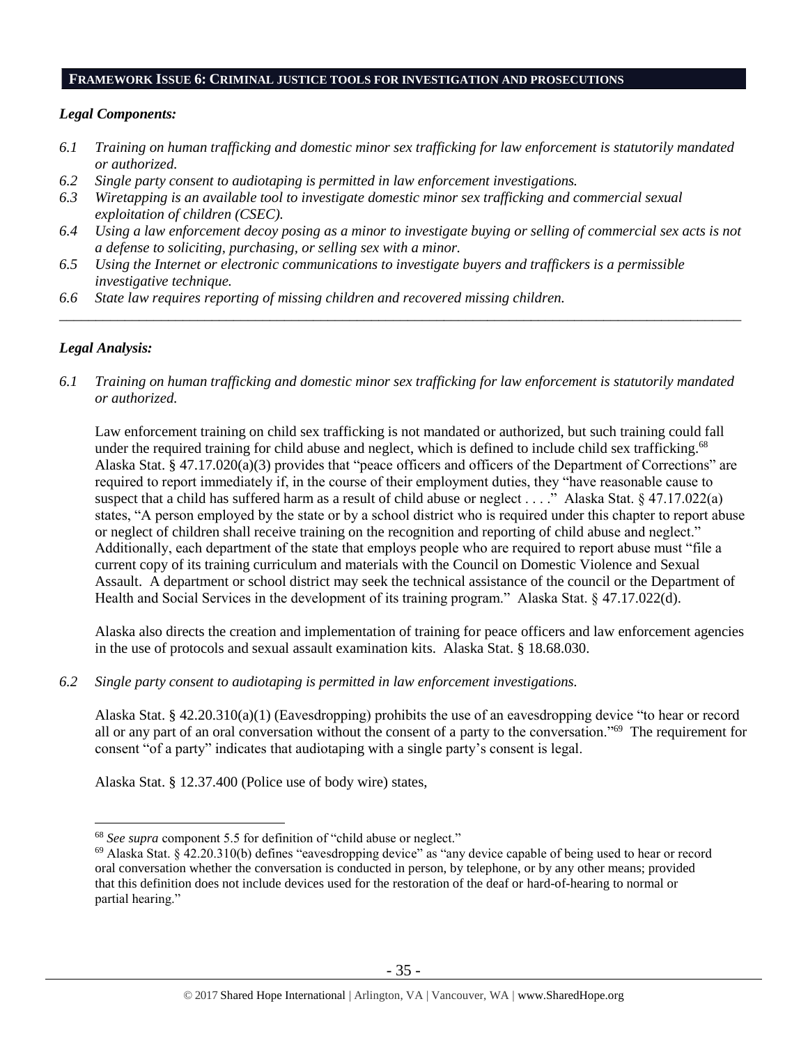## FRAMEWORK ISSUE 6: CRIMINAL JUSTICE TOOLS FOR INVESTIGATION AND PROSECUTIONS

***Legal Components:***

*6.1 Training on human trafficking and domestic minor sex trafficking for law enforcement is statutorily mandated or authorized.*

*6.2 Single party consent to audiotaping is permitted in law enforcement investigations.*

*6.3 Wiretapping is an available tool to investigate domestic minor sex trafficking and commercial sexual exploitation of children (CSEC).*

*6.4 Using a law enforcement decoy posing as a minor to investigate buying or selling of commercial sex acts is not a defense to soliciting, purchasing, or selling sex with a minor.*

*6.5 Using the Internet or electronic communications to investigate buyers and traffickers is a permissible investigative technique.*

*6.6 State law requires reporting of missing children and recovered missing children.*

---

***Legal Analysis:***

*6.1 Training on human trafficking and domestic minor sex trafficking for law enforcement is statutorily mandated or authorized.*

Law enforcement training on child sex trafficking is not mandated or authorized, but such training could fall under the required training for child abuse and neglect, which is defined to include child sex trafficking.[68] Alaska Stat. § 47.17.020(a)(3) provides that "peace officers and officers of the Department of Corrections" are required to report immediately if, in the course of their employment duties, they "have reasonable cause to suspect that a child has suffered harm as a result of child abuse or neglect . . . ." Alaska Stat. § 47.17.022(a) states, "A person employed by the state or by a school district who is required under this chapter to report abuse or neglect of children shall receive training on the recognition and reporting of child abuse and neglect." Additionally, each department of the state that employs people who are required to report abuse must "file a current copy of its training curriculum and materials with the Council on Domestic Violence and Sexual Assault. A department or school district may seek the technical assistance of the council or the Department of Health and Social Services in the development of its training program." Alaska Stat. § 47.17.022(d).

Alaska also directs the creation and implementation of training for peace officers and law enforcement agencies in the use of protocols and sexual assault examination kits. Alaska Stat. § 18.68.030.

*6.2 Single party consent to audiotaping is permitted in law enforcement investigations.*

Alaska Stat. § 42.20.310(a)(1) (Eavesdropping) prohibits the use of an eavesdropping device "to hear or record all or any part of an oral conversation without the consent of a party to the conversation."[69] The requirement for consent "of a party" indicates that audiotaping with a single party's consent is legal.

Alaska Stat. § 12.37.400 (Police use of body wire) states,

---

[68] *See supra* component 5.5 for definition of "child abuse or neglect."

[69] Alaska Stat. § 42.20.310(b) defines "eavesdropping device" as "any device capable of being used to hear or record oral conversation whether the conversation is conducted in person, by telephone, or by any other means; provided that this definition does not include devices used for the restoration of the deaf or hard-of-hearing to normal or partial hearing."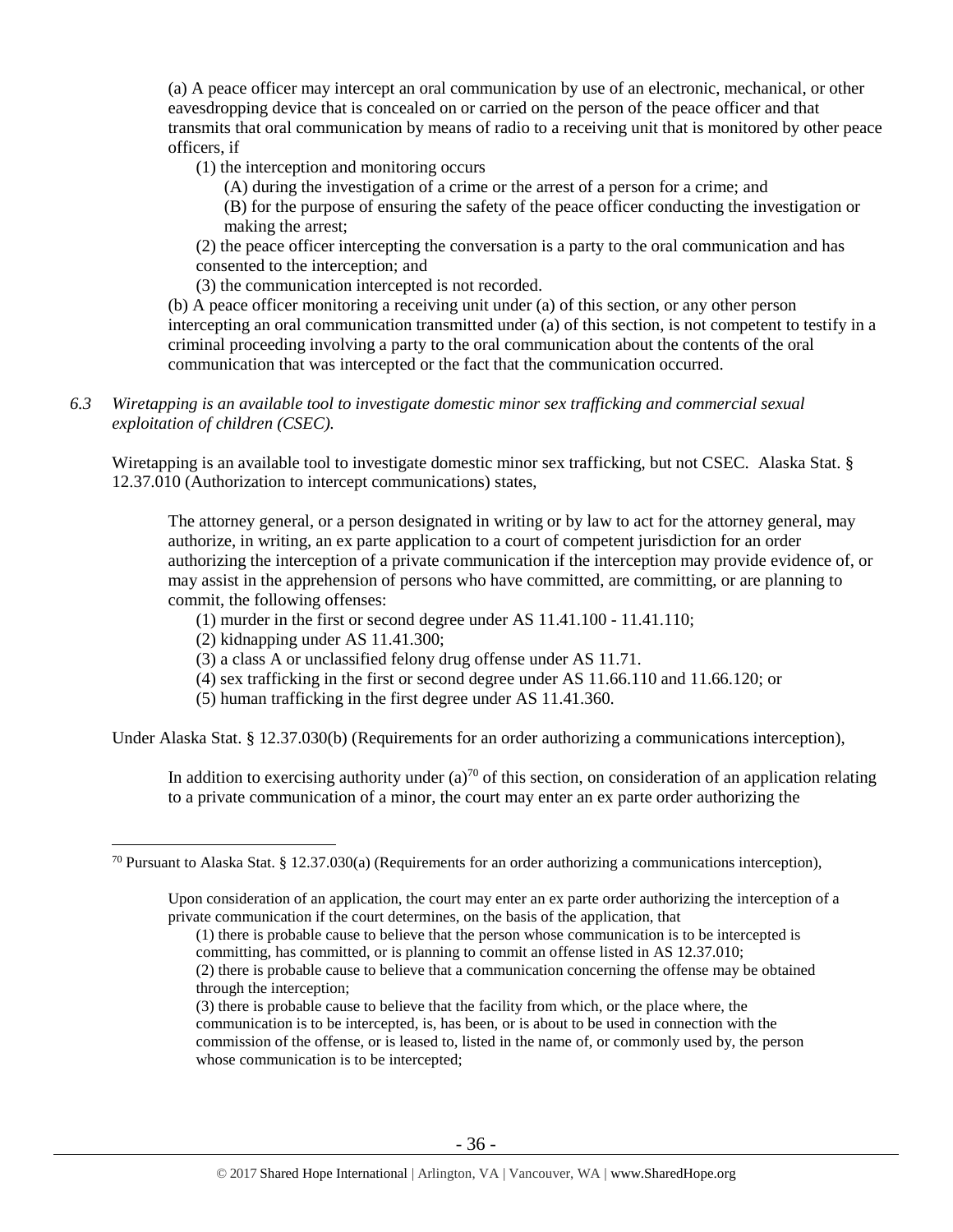(a) A peace officer may intercept an oral communication by use of an electronic, mechanical, or other eavesdropping device that is concealed on or carried on the person of the peace officer and that transmits that oral communication by means of radio to a receiving unit that is monitored by other peace officers, if

(1) the interception and monitoring occurs

(A) during the investigation of a crime or the arrest of a person for a crime; and

(B) for the purpose of ensuring the safety of the peace officer conducting the investigation or making the arrest;

(2) the peace officer intercepting the conversation is a party to the oral communication and has consented to the interception; and

(3) the communication intercepted is not recorded.

(b) A peace officer monitoring a receiving unit under (a) of this section, or any other person intercepting an oral communication transmitted under (a) of this section, is not competent to testify in a criminal proceeding involving a party to the oral communication about the contents of the oral communication that was intercepted or the fact that the communication occurred.

*6.3 Wiretapping is an available tool to investigate domestic minor sex trafficking and commercial sexual exploitation of children (CSEC).*

Wiretapping is an available tool to investigate domestic minor sex trafficking, but not CSEC. Alaska Stat. § 12.37.010 (Authorization to intercept communications) states,

> The attorney general, or a person designated in writing or by law to act for the attorney general, may authorize, in writing, an ex parte application to a court of competent jurisdiction for an order authorizing the interception of a private communication if the interception may provide evidence of, or may assist in the apprehension of persons who have committed, are committing, or are planning to commit, the following offenses:
>
> (1) murder in the first or second degree under AS 11.41.100 - 11.41.110;
>
> (2) kidnapping under AS 11.41.300;
>
> (3) a class A or unclassified felony drug offense under AS 11.71.
>
> (4) sex trafficking in the first or second degree under AS 11.66.110 and 11.66.120; or
>
> (5) human trafficking in the first degree under AS 11.41.360.

Under Alaska Stat. § 12.37.030(b) (Requirements for an order authorizing a communications interception),

> In addition to exercising authority under (a)[70] of this section, on consideration of an application relating to a private communication of a minor, the court may enter an ex parte order authorizing the

---

[70] Pursuant to Alaska Stat. § 12.37.030(a) (Requirements for an order authorizing a communications interception),

> Upon consideration of an application, the court may enter an ex parte order authorizing the interception of a private communication if the court determines, on the basis of the application, that
>
> (1) there is probable cause to believe that the person whose communication is to be intercepted is committing, has committed, or is planning to commit an offense listed in AS 12.37.010;
>
> (2) there is probable cause to believe that a communication concerning the offense may be obtained through the interception;
>
> (3) there is probable cause to believe that the facility from which, or the place where, the communication is to be intercepted, is, has been, or is about to be used in connection with the commission of the offense, or is leased to, listed in the name of, or commonly used by, the person whose communication is to be intercepted;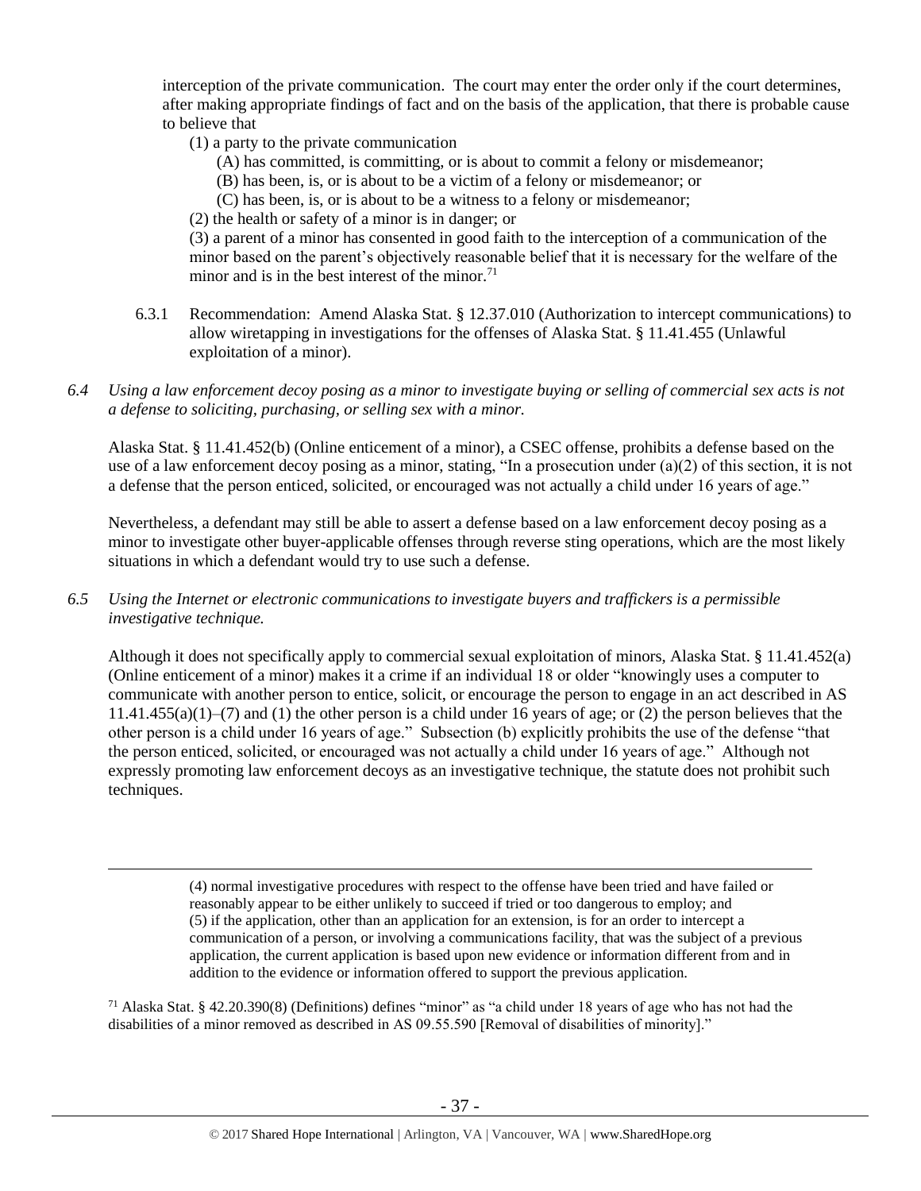interception of the private communication. The court may enter the order only if the court determines, after making appropriate findings of fact and on the basis of the application, that there is probable cause to believe that

(1) a party to the private communication

(A) has committed, is committing, or is about to commit a felony or misdemeanor;

(B) has been, is, or is about to be a victim of a felony or misdemeanor; or

(C) has been, is, or is about to be a witness to a felony or misdemeanor;

(2) the health or safety of a minor is in danger; or

(3) a parent of a minor has consented in good faith to the interception of a communication of the minor based on the parent's objectively reasonable belief that it is necessary for the welfare of the minor and is in the best interest of the minor.[71]

6.3.1 Recommendation: Amend Alaska Stat. § 12.37.010 (Authorization to intercept communications) to allow wiretapping in investigations for the offenses of Alaska Stat. § 11.41.455 (Unlawful exploitation of a minor).

*6.4 Using a law enforcement decoy posing as a minor to investigate buying or selling of commercial sex acts is not a defense to soliciting, purchasing, or selling sex with a minor.*

Alaska Stat. § 11.41.452(b) (Online enticement of a minor), a CSEC offense, prohibits a defense based on the use of a law enforcement decoy posing as a minor, stating, "In a prosecution under (a)(2) of this section, it is not a defense that the person enticed, solicited, or encouraged was not actually a child under 16 years of age."

Nevertheless, a defendant may still be able to assert a defense based on a law enforcement decoy posing as a minor to investigate other buyer-applicable offenses through reverse sting operations, which are the most likely situations in which a defendant would try to use such a defense.

*6.5 Using the Internet or electronic communications to investigate buyers and traffickers is a permissible investigative technique.*

Although it does not specifically apply to commercial sexual exploitation of minors, Alaska Stat. § 11.41.452(a) (Online enticement of a minor) makes it a crime if an individual 18 or older "knowingly uses a computer to communicate with another person to entice, solicit, or encourage the person to engage in an act described in AS 11.41.455(a)(1)–(7) and (1) the other person is a child under 16 years of age; or (2) the person believes that the other person is a child under 16 years of age." Subsection (b) explicitly prohibits the use of the defense "that the person enticed, solicited, or encouraged was not actually a child under 16 years of age." Although not expressly promoting law enforcement decoys as an investigative technique, the statute does not prohibit such techniques.

---

(4) normal investigative procedures with respect to the offense have been tried and have failed or reasonably appear to be either unlikely to succeed if tried or too dangerous to employ; and
(5) if the application, other than an application for an extension, is for an order to intercept a communication of a person, or involving a communications facility, that was the subject of a previous application, the current application is based upon new evidence or information different from and in addition to the evidence or information offered to support the previous application.

[71] Alaska Stat. § 42.20.390(8) (Definitions) defines "minor" as "a child under 18 years of age who has not had the disabilities of a minor removed as described in AS 09.55.590 [Removal of disabilities of minority]."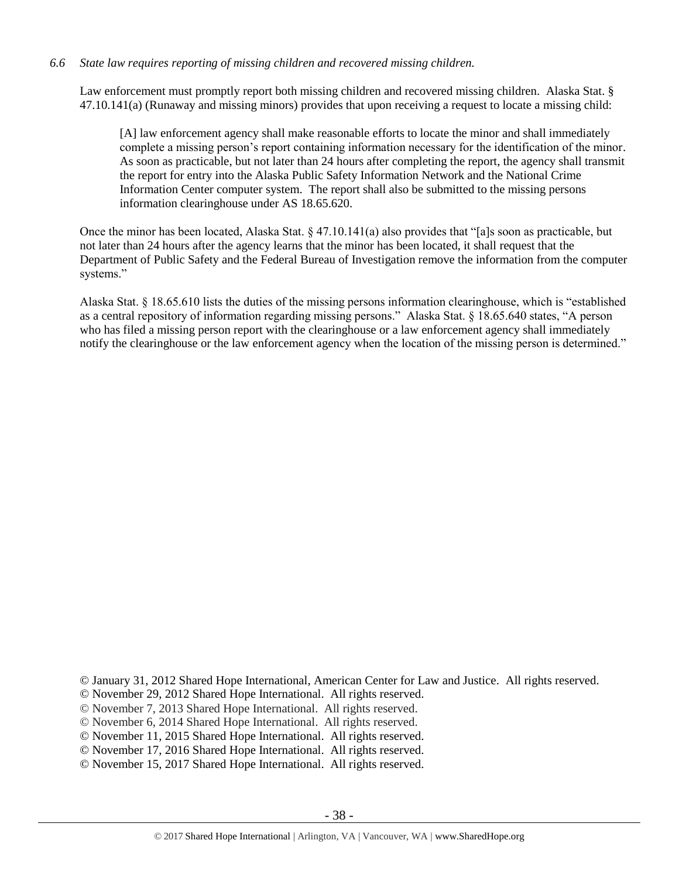*6.6 State law requires reporting of missing children and recovered missing children.*

Law enforcement must promptly report both missing children and recovered missing children. Alaska Stat. § 47.10.141(a) (Runaway and missing minors) provides that upon receiving a request to locate a missing child:

> [A] law enforcement agency shall make reasonable efforts to locate the minor and shall immediately complete a missing person's report containing information necessary for the identification of the minor. As soon as practicable, but not later than 24 hours after completing the report, the agency shall transmit the report for entry into the Alaska Public Safety Information Network and the National Crime Information Center computer system. The report shall also be submitted to the missing persons information clearinghouse under AS 18.65.620.

Once the minor has been located, Alaska Stat. § 47.10.141(a) also provides that "[a]s soon as practicable, but not later than 24 hours after the agency learns that the minor has been located, it shall request that the Department of Public Safety and the Federal Bureau of Investigation remove the information from the computer systems."

Alaska Stat. § 18.65.610 lists the duties of the missing persons information clearinghouse, which is "established as a central repository of information regarding missing persons." Alaska Stat. § 18.65.640 states, "A person who has filed a missing person report with the clearinghouse or a law enforcement agency shall immediately notify the clearinghouse or the law enforcement agency when the location of the missing person is determined."

© January 31, 2012 Shared Hope International, American Center for Law and Justice. All rights reserved.
© November 29, 2012 Shared Hope International. All rights reserved.
© November 7, 2013 Shared Hope International. All rights reserved.
© November 6, 2014 Shared Hope International. All rights reserved.
© November 11, 2015 Shared Hope International. All rights reserved.
© November 17, 2016 Shared Hope International. All rights reserved.
© November 15, 2017 Shared Hope International. All rights reserved.